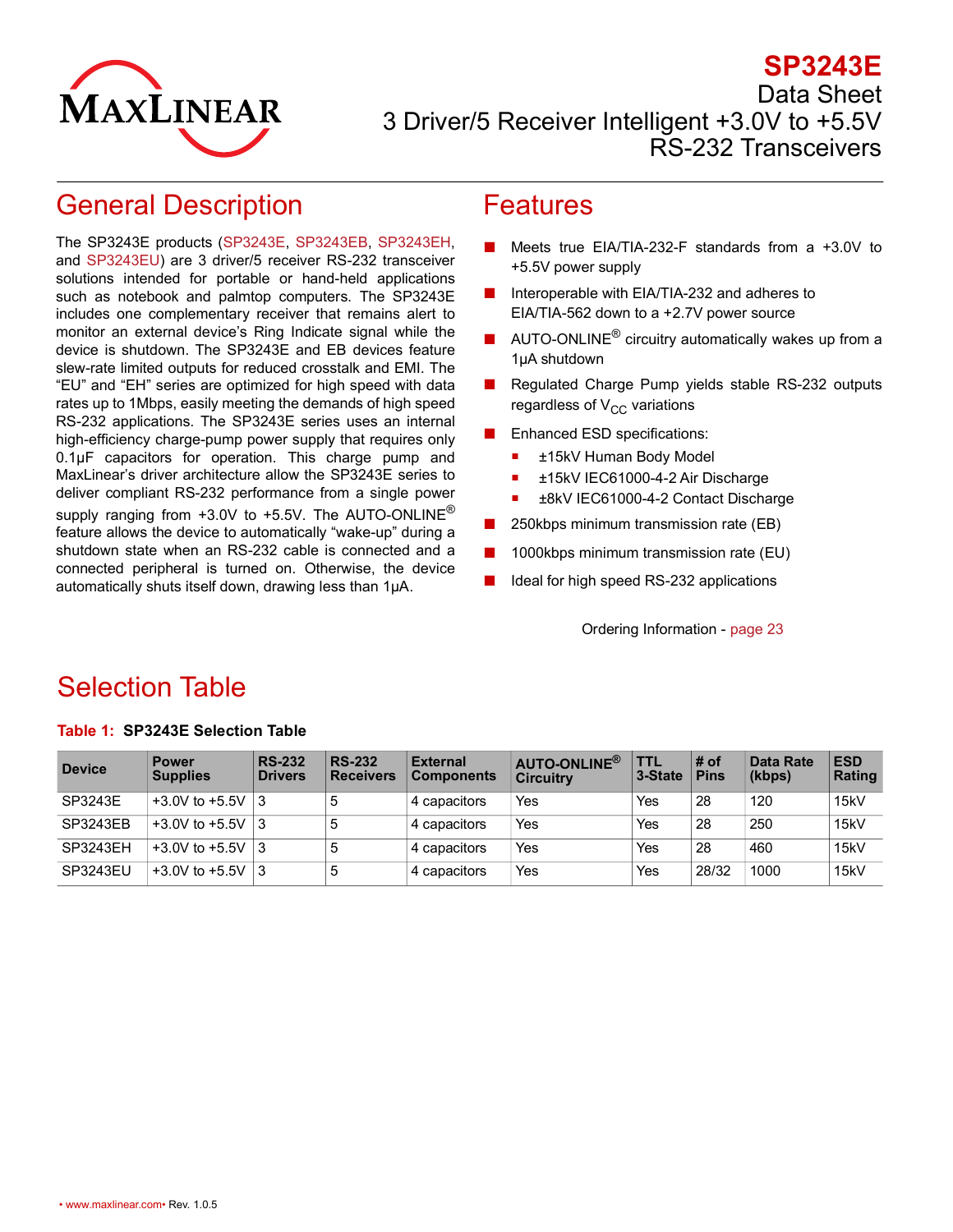# SP3243E

Data Sheet

3 Driver/5 Receiver Intelligent +3.0V to +5.5V RS-232 Transceivers

## General Description

The SP3243E products (SP3243E, SP3243EB, SP3243EH, and SP3243EU) are 3 driver/5 receiver RS-232 transceiver solutions intended for portable or hand-held applications such as notebook and palmtop computers. The SP3243E includes one complementary receiver that remains alert to monitor an external device's Ring Indicate signal while the device is shutdown. The SP3243E and EB devices feature slew-rate limited outputs for reduced crosstalk and EMI. The "EU" and "EH" series are optimized for high speed with data rates up to 1Mbps, easily meeting the demands of high speed RS-232 applications. The SP3243E series uses an internal high-efficiency charge-pump power supply that requires only 0.1µF capacitors for operation. This charge pump and MaxLinear's driver architecture allow the SP3243E series to deliver compliant RS-232 performance from a single power supply ranging from +3.0V to +5.5V. The AUTO-ONLINE® feature allows the device to automatically "wake-up" during a shutdown state when an RS-232 cable is connected and a connected peripheral is turned on. Otherwise, the device automatically shuts itself down, drawing less than 1µA.

## Features

- Meets true EIA/TIA-232-F standards from a +3.0V to +5.5V power supply
- Interoperable with EIA/TIA-232 and adheres to EIA/TIA-562 down to a +2.7V power source
- AUTO-ONLINE® circuitry automatically wakes up from a 1µA shutdown
- Regulated Charge Pump yields stable RS-232 outputs regardless of $V_{CC}$ variations
- Enhanced ESD specifications:
  - ±15kV Human Body Model
  - ±15kV IEC61000-4-2 Air Discharge
  - ±8kV IEC61000-4-2 Contact Discharge
- 250kbps minimum transmission rate (EB)
- 1000kbps minimum transmission rate (EU)
- Ideal for high speed RS-232 applications

Ordering Information - page 23

## Selection Table

**Table 1: SP3243E Selection Table**

| Device | Power Supplies | RS-232 Drivers | RS-232 Receivers | External Components | AUTO-ONLINE® Circuitry | TTL 3-State | # of Pins | Data Rate (kbps) | ESD Rating |
|---|---|---|---|---|---|---|---|---|---|
| SP3243E | +3.0V to +5.5V | 3 | 5 | 4 capacitors | Yes | Yes | 28 | 120 | 15kV |
| SP3243EB | +3.0V to +5.5V | 3 | 5 | 4 capacitors | Yes | Yes | 28 | 250 | 15kV |
| SP3243EH | +3.0V to +5.5V | 3 | 5 | 4 capacitors | Yes | Yes | 28 | 460 | 15kV |
| SP3243EU | +3.0V to +5.5V | 3 | 5 | 4 capacitors | Yes | Yes | 28/32 | 1000 | 15kV |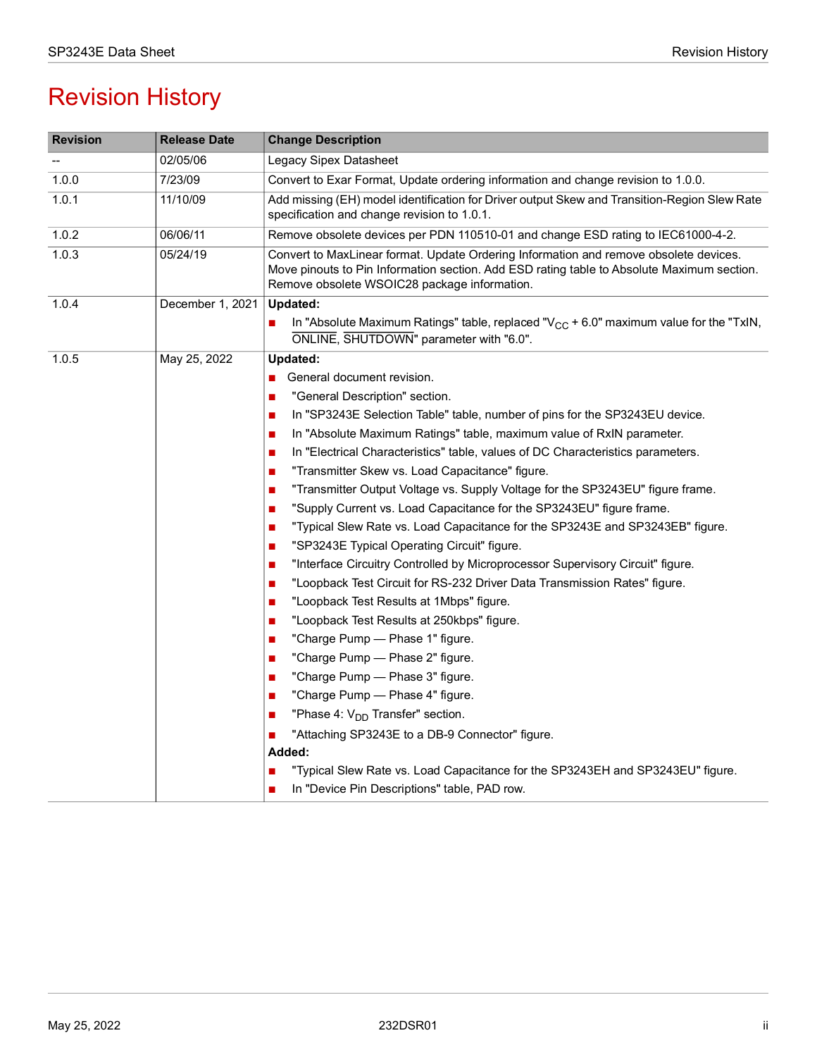# Revision History

| Revision | Release Date | Change Description |
|---|---|---|
| -- | 02/05/06 | Legacy Sipex Datasheet |
| 1.0.0 | 7/23/09 | Convert to Exar Format, Update ordering information and change revision to 1.0.0. |
| 1.0.1 | 11/10/09 | Add missing (EH) model identification for Driver output Skew and Transition-Region Slew Rate specification and change revision to 1.0.1. |
| 1.0.2 | 06/06/11 | Remove obsolete devices per PDN 110510-01 and change ESD rating to IEC61000-4-2. |
| 1.0.3 | 05/24/19 | Convert to MaxLinear format. Update Ordering Information and remove obsolete devices. Move pinouts to Pin Information section. Add ESD rating table to Absolute Maximum section. Remove obsolete WSOIC28 package information. |
| 1.0.4 | December 1, 2021 | **Updated:**<br>■ In "Absolute Maximum Ratings" table, replaced "$V_{CC}$ + 6.0" maximum value for the "TxIN, $\overline{\text{ONLINE}}$, $\overline{\text{SHUTDOWN}}$" parameter with "6.0". |
| 1.0.5 | May 25, 2022 | **Updated:**<br>■ General document revision.<br>■ "General Description" section.<br>■ In "SP3243E Selection Table" table, number of pins for the SP3243EU device.<br>■ In "Absolute Maximum Ratings" table, maximum value of RxIN parameter.<br>■ In "Electrical Characteristics" table, values of DC Characteristics parameters.<br>■ "Transmitter Skew vs. Load Capacitance" figure.<br>■ "Transmitter Output Voltage vs. Supply Voltage for the SP3243EU" figure frame.<br>■ "Supply Current vs. Load Capacitance for the SP3243EU" figure frame.<br>■ "Typical Slew Rate vs. Load Capacitance for the SP3243E and SP3243EB" figure.<br>■ "SP3243E Typical Operating Circuit" figure.<br>■ "Interface Circuitry Controlled by Microprocessor Supervisory Circuit" figure.<br>■ "Loopback Test Circuit for RS-232 Driver Data Transmission Rates" figure.<br>■ "Loopback Test Results at 1Mbps" figure.<br>■ "Loopback Test Results at 250kbps" figure.<br>■ "Charge Pump — Phase 1" figure.<br>■ "Charge Pump — Phase 2" figure.<br>■ "Charge Pump — Phase 3" figure.<br>■ "Charge Pump — Phase 4" figure.<br>■ "Phase 4: $V_{DD}$ Transfer" section.<br>■ "Attaching SP3243E to a DB-9 Connector" figure.<br>**Added:**<br>■ "Typical Slew Rate vs. Load Capacitance for the SP3243EH and SP3243EU" figure.<br>■ In "Device Pin Descriptions" table, PAD row. |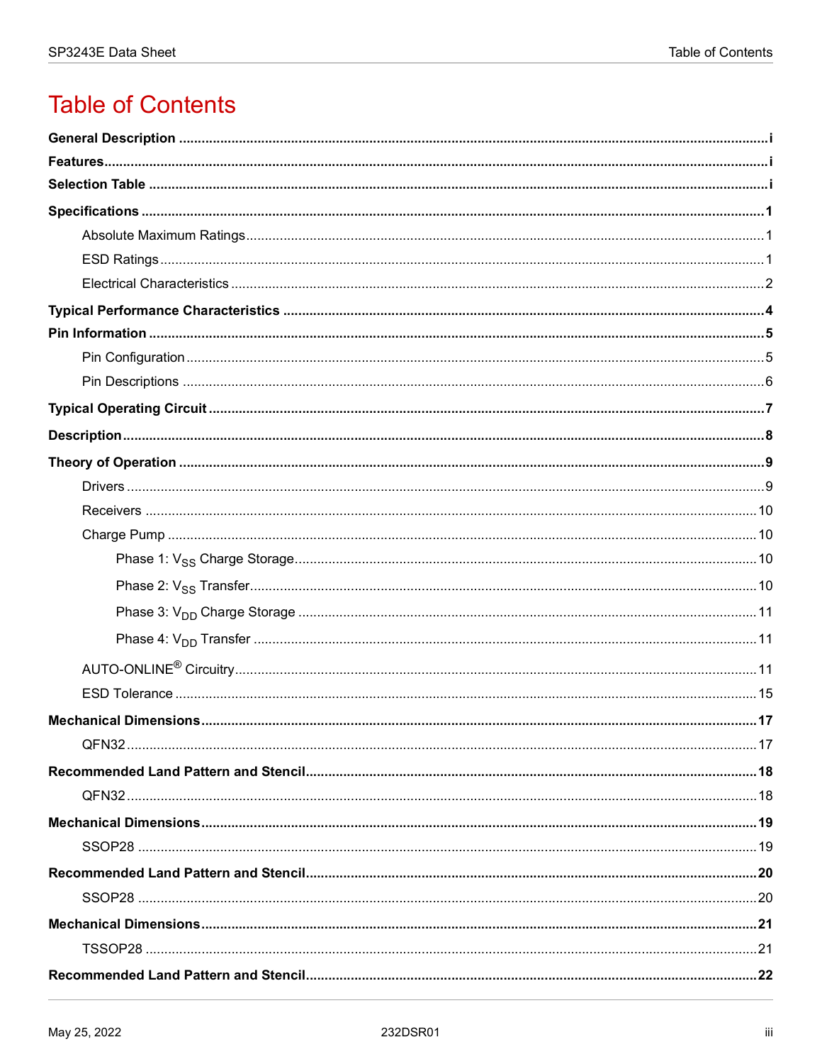# Table of Contents

**General Description** ..... i

**Features** ..... i

**Selection Table** ..... i

**Specifications** ..... 1

- Absolute Maximum Ratings ..... 1
- ESD Ratings ..... 1
- Electrical Characteristics ..... 2

**Typical Performance Characteristics** ..... 4

**Pin Information** ..... 5

- Pin Configuration ..... 5
- Pin Descriptions ..... 6

**Typical Operating Circuit** ..... 7

**Description** ..... 8

**Theory of Operation** ..... 9

- Drivers ..... 9
- Receivers ..... 10
- Charge Pump ..... 10
  - Phase 1: $V_{SS}$ Charge Storage ..... 10
  - Phase 2: $V_{SS}$ Transfer ..... 10
  - Phase 3: $V_{DD}$ Charge Storage ..... 11
  - Phase 4: $V_{DD}$ Transfer ..... 11
- AUTO-ONLINE® Circuitry ..... 11
- ESD Tolerance ..... 15

**Mechanical Dimensions** ..... 17

- QFN32 ..... 17

**Recommended Land Pattern and Stencil** ..... 18

- QFN32 ..... 18

**Mechanical Dimensions** ..... 19

- SSOP28 ..... 19

**Recommended Land Pattern and Stencil** ..... 20

- SSOP28 ..... 20

**Mechanical Dimensions** ..... 21

- TSSOP28 ..... 21

**Recommended Land Pattern and Stencil** ..... 22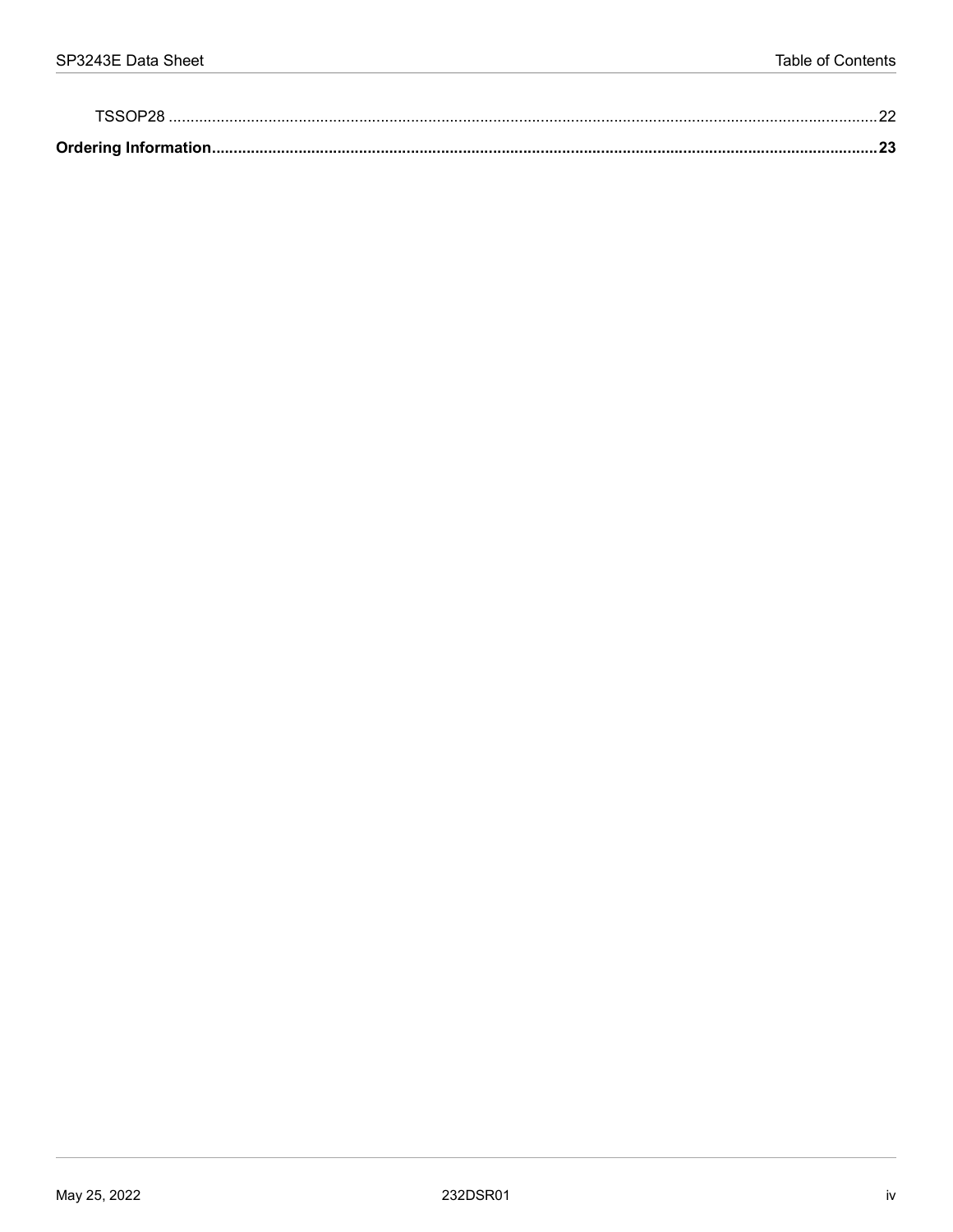TSSOP28 ........................................................................................................................................................ 22

**Ordering Information ........................................................................................................................................ 23**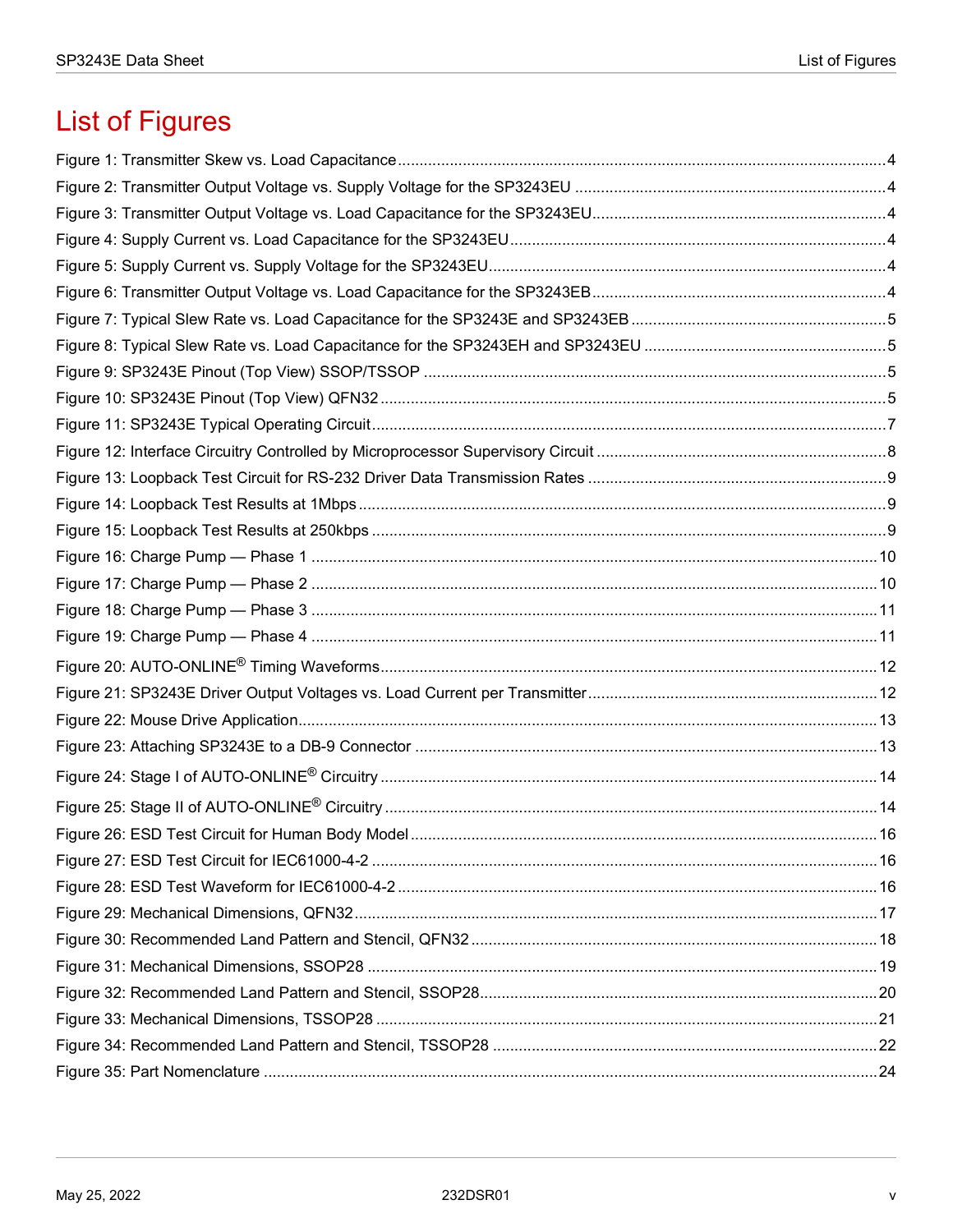# List of Figures

Figure 1: Transmitter Skew vs. Load Capacitance ... 4
Figure 2: Transmitter Output Voltage vs. Supply Voltage for the SP3243EU ... 4
Figure 3: Transmitter Output Voltage vs. Load Capacitance for the SP3243EU ... 4
Figure 4: Supply Current vs. Load Capacitance for the SP3243EU ... 4
Figure 5: Supply Current vs. Supply Voltage for the SP3243EU ... 4
Figure 6: Transmitter Output Voltage vs. Load Capacitance for the SP3243EB ... 4
Figure 7: Typical Slew Rate vs. Load Capacitance for the SP3243E and SP3243EB ... 5
Figure 8: Typical Slew Rate vs. Load Capacitance for the SP3243EH and SP3243EU ... 5
Figure 9: SP3243E Pinout (Top View) SSOP/TSSOP ... 5
Figure 10: SP3243E Pinout (Top View) QFN32 ... 5
Figure 11: SP3243E Typical Operating Circuit ... 7
Figure 12: Interface Circuitry Controlled by Microprocessor Supervisory Circuit ... 8
Figure 13: Loopback Test Circuit for RS-232 Driver Data Transmission Rates ... 9
Figure 14: Loopback Test Results at 1Mbps ... 9
Figure 15: Loopback Test Results at 250kbps ... 9
Figure 16: Charge Pump — Phase 1 ... 10
Figure 17: Charge Pump — Phase 2 ... 10
Figure 18: Charge Pump — Phase 3 ... 11
Figure 19: Charge Pump — Phase 4 ... 11
Figure 20: AUTO-ONLINE® Timing Waveforms ... 12
Figure 21: SP3243E Driver Output Voltages vs. Load Current per Transmitter ... 12
Figure 22: Mouse Drive Application ... 13
Figure 23: Attaching SP3243E to a DB-9 Connector ... 13
Figure 24: Stage I of AUTO-ONLINE® Circuitry ... 14
Figure 25: Stage II of AUTO-ONLINE® Circuitry ... 14
Figure 26: ESD Test Circuit for Human Body Model ... 16
Figure 27: ESD Test Circuit for IEC61000-4-2 ... 16
Figure 28: ESD Test Waveform for IEC61000-4-2 ... 16
Figure 29: Mechanical Dimensions, QFN32 ... 17
Figure 30: Recommended Land Pattern and Stencil, QFN32 ... 18
Figure 31: Mechanical Dimensions, SSOP28 ... 19
Figure 32: Recommended Land Pattern and Stencil, SSOP28 ... 20
Figure 33: Mechanical Dimensions, TSSOP28 ... 21
Figure 34: Recommended Land Pattern and Stencil, TSSOP28 ... 22
Figure 35: Part Nomenclature ... 24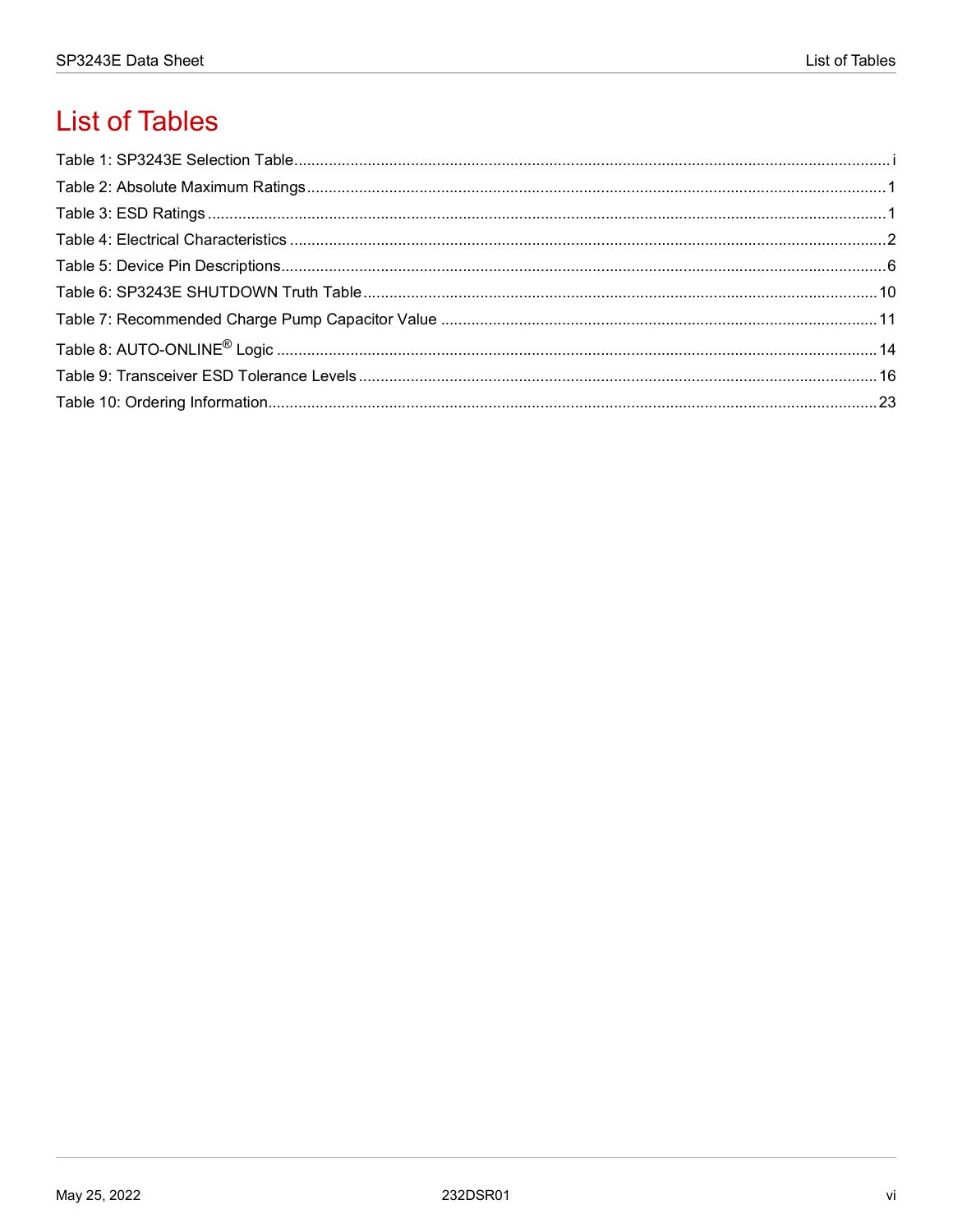# List of Tables

Table 1: SP3243E Selection Table....................................................................................................................................i

Table 2: Absolute Maximum Ratings...................................................................................................................................1

Table 3: ESD Ratings...................................................................................................................................................1

Table 4: Electrical Characteristics.....................................................................................................................................2

Table 5: Device Pin Descriptions......................................................................................................................................6

Table 6: SP3243E SHUTDOWN Truth Table.........................................................................................................................10

Table 7: Recommended Charge Pump Capacitor Value.........................................................................................................11

Table 8: AUTO-ONLINE® Logic......................................................................................................................................14

Table 9: Transceiver ESD Tolerance Levels.........................................................................................................................16

Table 10: Ordering Information.......................................................................................................................................23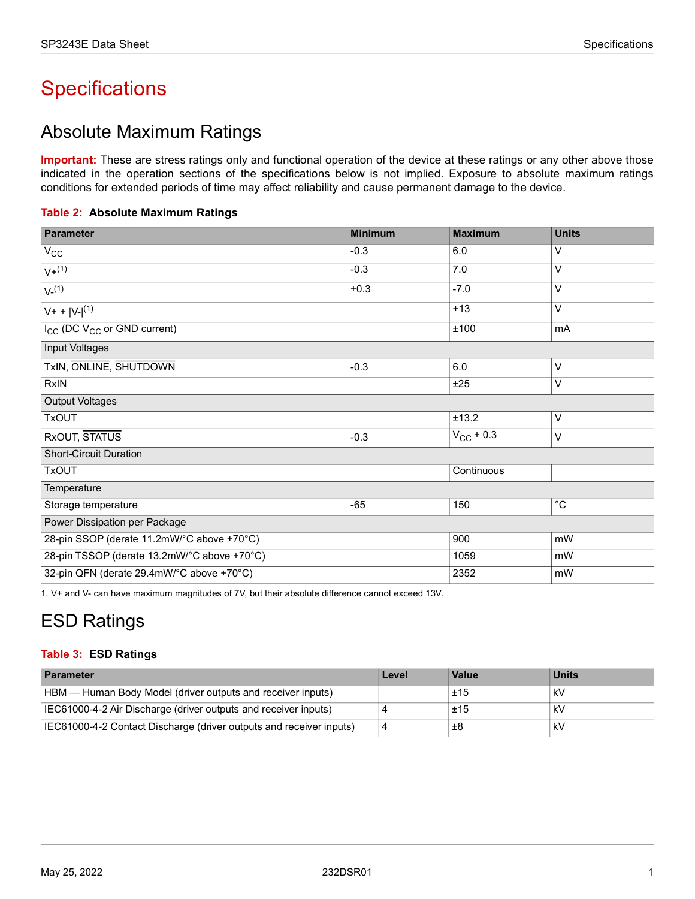# Specifications

## Absolute Maximum Ratings

**Important:** These are stress ratings only and functional operation of the device at these ratings or any other above those indicated in the operation sections of the specifications below is not implied. Exposure to absolute maximum ratings conditions for extended periods of time may affect reliability and cause permanent damage to the device.

**Table 2: Absolute Maximum Ratings**

| Parameter | Minimum | Maximum | Units |
|---|---|---|---|
| $V_{CC}$ | -0.3 | 6.0 | V |
| V+[1] | -0.3 | 7.0 | V |
| V-[1] | +0.3 | -7.0 | V |
| V+ + \|V-\|[1] | | +13 | V |
| $I_{CC}$ (DC $V_{CC}$ or GND current) | | ±100 | mA |
| Input Voltages | | | |
| TxIN, $\overline{\text{ONLINE}}$, $\overline{\text{SHUTDOWN}}$ | -0.3 | 6.0 | V |
| RxIN | | ±25 | V |
| Output Voltages | | | |
| TxOUT | | ±13.2 | V |
| RxOUT, $\overline{\text{STATUS}}$ | -0.3 | $V_{CC}$ + 0.3 | V |
| Short-Circuit Duration | | | |
| TxOUT | | Continuous | |
| Temperature | | | |
| Storage temperature | -65 | 150 | °C |
| Power Dissipation per Package | | | |
| 28-pin SSOP (derate 11.2mW/°C above +70°C) | | 900 | mW |
| 28-pin TSSOP (derate 13.2mW/°C above +70°C) | | 1059 | mW |
| 32-pin QFN (derate 29.4mW/°C above +70°C) | | 2352 | mW |

1. V+ and V- can have maximum magnitudes of 7V, but their absolute difference cannot exceed 13V.

## ESD Ratings

**Table 3: ESD Ratings**

| Parameter | Level | Value | Units |
|---|---|---|---|
| HBM — Human Body Model (driver outputs and receiver inputs) | | ±15 | kV |
| IEC61000-4-2 Air Discharge (driver outputs and receiver inputs) | 4 | ±15 | kV |
| IEC61000-4-2 Contact Discharge (driver outputs and receiver inputs) | 4 | ±8 | kV |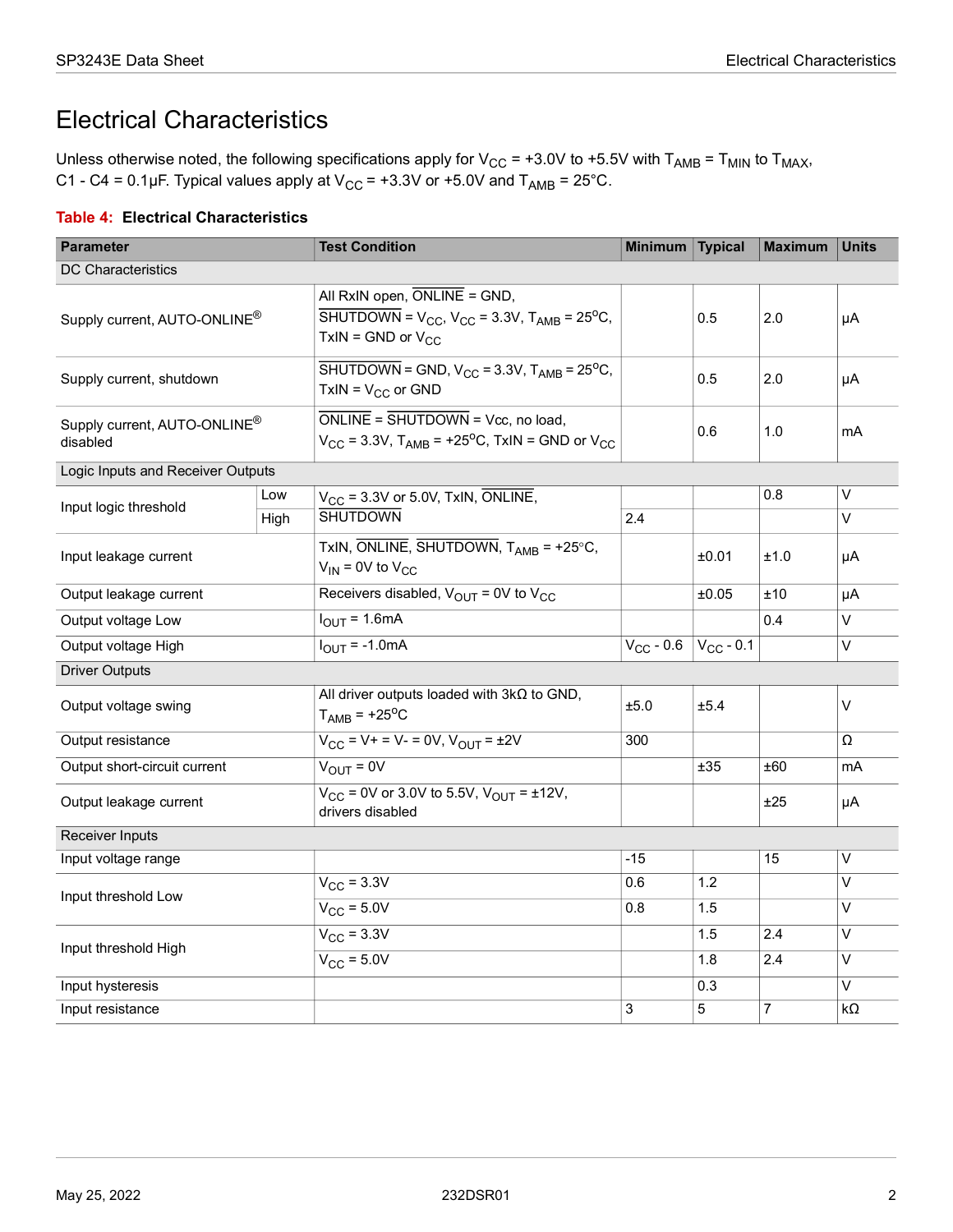# Electrical Characteristics

Unless otherwise noted, the following specifications apply for $V_{CC}$ = +3.0V to +5.5V with $T_{AMB}$ = $T_{MIN}$ to $T_{MAX}$, C1 - C4 = 0.1µF. Typical values apply at $V_{CC}$ = +3.3V or +5.0V and $T_{AMB}$ = 25°C.

**Table 4: Electrical Characteristics**

| Parameter | | Test Condition | Minimum | Typical | Maximum | Units |
|---|---|---|---|---|---|---|
| DC Characteristics | | | | | | |
| Supply current, AUTO-ONLINE® | | All RxIN open, $\overline{ONLINE}$ = GND, $\overline{SHUTDOWN}$ = $V_{CC}$, $V_{CC}$ = 3.3V, $T_{AMB}$ = 25°C, TxIN = GND or $V_{CC}$ | | 0.5 | 2.0 | µA |
| Supply current, shutdown | | $\overline{SHUTDOWN}$ = GND, $V_{CC}$ = 3.3V, $T_{AMB}$ = 25°C, TxIN = $V_{CC}$ or GND | | 0.5 | 2.0 | µA |
| Supply current, AUTO-ONLINE® disabled | | $\overline{ONLINE}$ = $\overline{SHUTDOWN}$ = Vcc, no load, $V_{CC}$ = 3.3V, $T_{AMB}$ = +25°C, TxIN = GND or $V_{CC}$ | | 0.6 | 1.0 | mA |
| Logic Inputs and Receiver Outputs | | | | | | |
| Input logic threshold | Low | $V_{CC}$ = 3.3V or 5.0V, TxIN, $\overline{ONLINE}$, $\overline{SHUTDOWN}$ | | | 0.8 | V |
| | High | | 2.4 | | | V |
| Input leakage current | | TxIN, $\overline{ONLINE}$, $\overline{SHUTDOWN}$, $T_{AMB}$ = +25°C, $V_{IN}$ = 0V to $V_{CC}$ | | ±0.01 | ±1.0 | µA |
| Output leakage current | | Receivers disabled, $V_{OUT}$ = 0V to $V_{CC}$ | | ±0.05 | ±10 | µA |
| Output voltage Low | | $I_{OUT}$ = 1.6mA | | | 0.4 | V |
| Output voltage High | | $I_{OUT}$ = -1.0mA | $V_{CC}$ - 0.6 | $V_{CC}$ - 0.1 | | V |
| Driver Outputs | | | | | | |
| Output voltage swing | | All driver outputs loaded with 3kΩ to GND, $T_{AMB}$ = +25°C | ±5.0 | ±5.4 | | V |
| Output resistance | | $V_{CC}$ = V+ = V- = 0V, $V_{OUT}$ = ±2V | 300 | | | Ω |
| Output short-circuit current | | $V_{OUT}$ = 0V | | ±35 | ±60 | mA |
| Output leakage current | | $V_{CC}$ = 0V or 3.0V to 5.5V, $V_{OUT}$ = ±12V, drivers disabled | | | ±25 | µA |
| Receiver Inputs | | | | | | |
| Input voltage range | | | -15 | | 15 | V |
| Input threshold Low | | $V_{CC}$ = 3.3V | 0.6 | 1.2 | | V |
| | | $V_{CC}$ = 5.0V | 0.8 | 1.5 | | V |
| Input threshold High | | $V_{CC}$ = 3.3V | | 1.5 | 2.4 | V |
| | | $V_{CC}$ = 5.0V | | 1.8 | 2.4 | V |
| Input hysteresis | | | | 0.3 | | V |
| Input resistance | | | 3 | 5 | 7 | kΩ |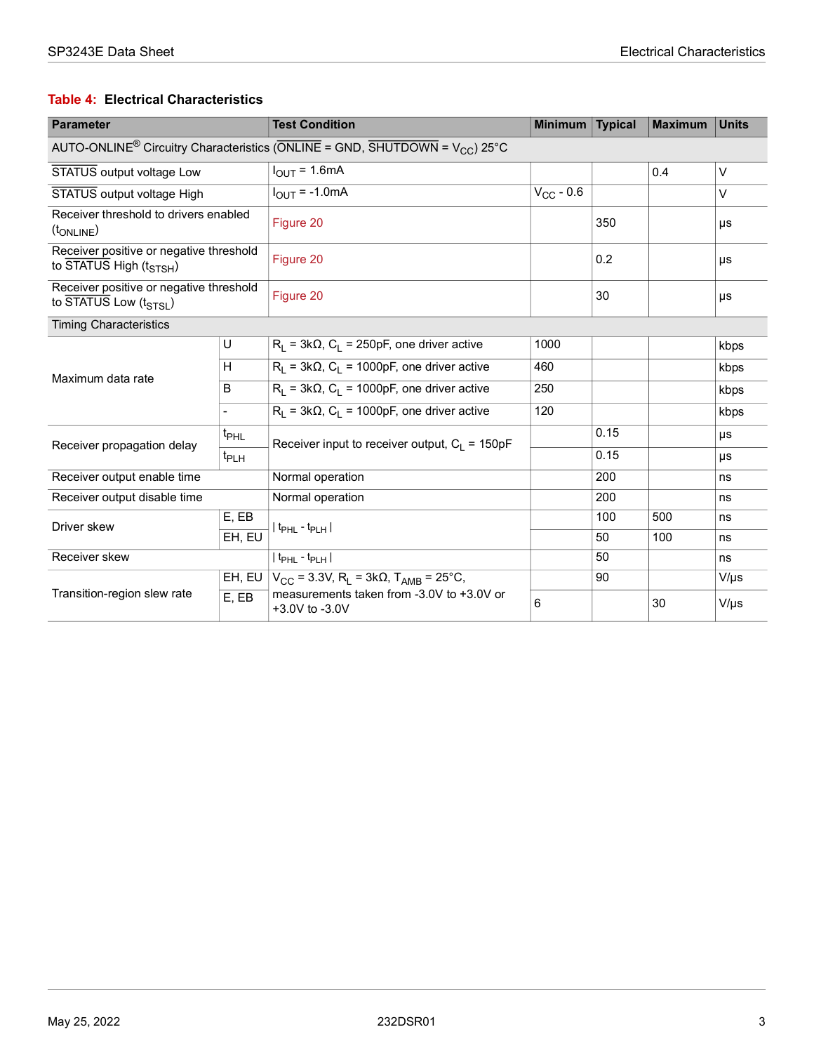**Table 4: Electrical Characteristics**

| Parameter | | Test Condition | Minimum | Typical | Maximum | Units |
|---|---|---|---|---|---|---|
| AUTO-ONLINE® Circuitry Characteristics ($\overline{ONLINE}$ = GND, $\overline{SHUTDOWN}$ = $V_{CC}$) 25°C | | | | | | |
| $\overline{STATUS}$ output voltage Low | | $I_{OUT}$ = 1.6mA | | | 0.4 | V |
| $\overline{STATUS}$ output voltage High | | $I_{OUT}$ = -1.0mA | $V_{CC}$ - 0.6 | | | V |
| Receiver threshold to drivers enabled ($t_{ONLINE}$) | | Figure 20 | | 350 | | µs |
| Receiver positive or negative threshold to $\overline{STATUS}$ High ($t_{STSH}$) | | Figure 20 | | 0.2 | | µs |
| Receiver positive or negative threshold to $\overline{STATUS}$ Low ($t_{STSL}$) | | Figure 20 | | 30 | | µs |
| Timing Characteristics | | | | | | |
| Maximum data rate | U | $R_L$ = 3kΩ, $C_L$ = 250pF, one driver active | 1000 | | | kbps |
| | H | $R_L$ = 3kΩ, $C_L$ = 1000pF, one driver active | 460 | | | kbps |
| | B | $R_L$ = 3kΩ, $C_L$ = 1000pF, one driver active | 250 | | | kbps |
| | - | $R_L$ = 3kΩ, $C_L$ = 1000pF, one driver active | 120 | | | kbps |
| Receiver propagation delay | $t_{PHL}$ | Receiver input to receiver output, $C_L$ = 150pF | | 0.15 | | µs |
| | $t_{PLH}$ | | | 0.15 | | µs |
| Receiver output enable time | | Normal operation | | 200 | | ns |
| Receiver output disable time | | Normal operation | | 200 | | ns |
| Driver skew | E, EB | $\vert t_{PHL} - t_{PLH} \vert$ | | 100 | 500 | ns |
| | EH, EU | | | 50 | 100 | ns |
| Receiver skew | | $\vert t_{PHL} - t_{PLH} \vert$ | | 50 | | ns |
| Transition-region slew rate | EH, EU | $V_{CC}$ = 3.3V, $R_L$ = 3kΩ, $T_{AMB}$ = 25°C, measurements taken from -3.0V to +3.0V or +3.0V to -3.0V | | 90 | | V/µs |
| | E, EB | | 6 | | 30 | V/µs |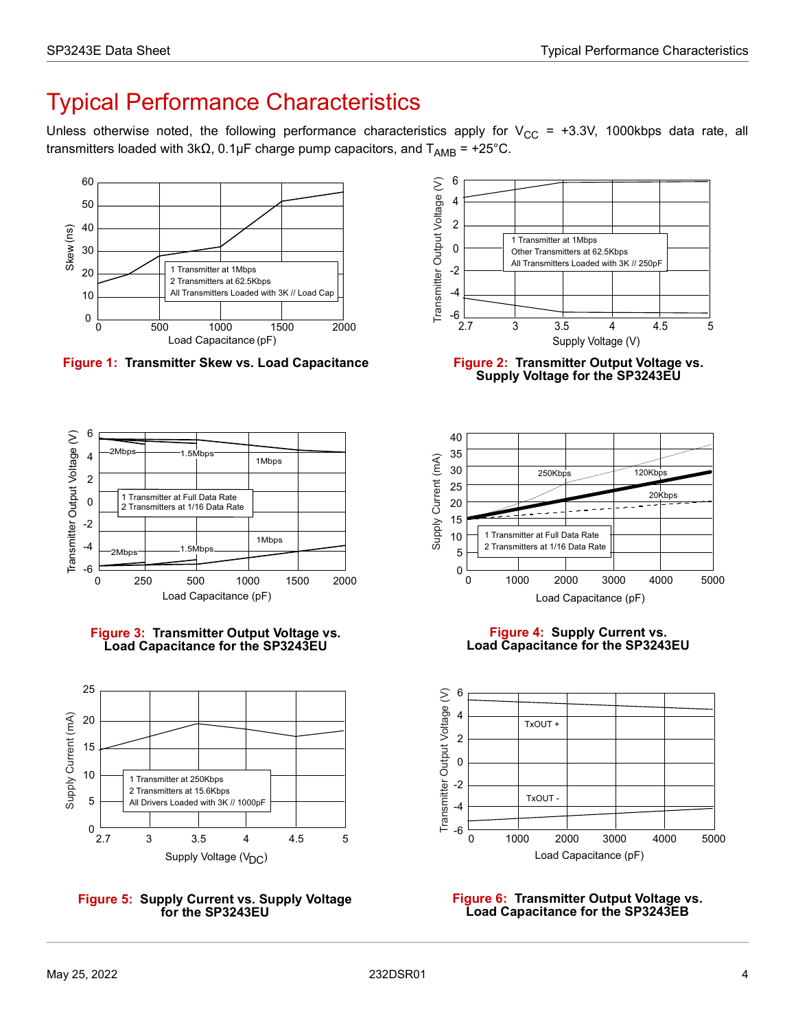# Typical Performance Characteristics

Unless otherwise noted, the following performance characteristics apply for $V_{CC}$ = +3.3V, 1000kbps data rate, all transmitters loaded with 3kΩ, 0.1µF charge pump capacitors, and $T_{AMB}$ = +25°C.

**Figure 1: Transmitter Skew vs. Load Capacitance**

**Figure 2: Transmitter Output Voltage vs. Supply Voltage for the SP3243EU**

**Figure 3: Transmitter Output Voltage vs. Load Capacitance for the SP3243EU**

**Figure 4: Supply Current vs. Load Capacitance for the SP3243EU**

**Figure 5: Supply Current vs. Supply Voltage for the SP3243EU**

**Figure 6: Transmitter Output Voltage vs. Load Capacitance for the SP3243EB**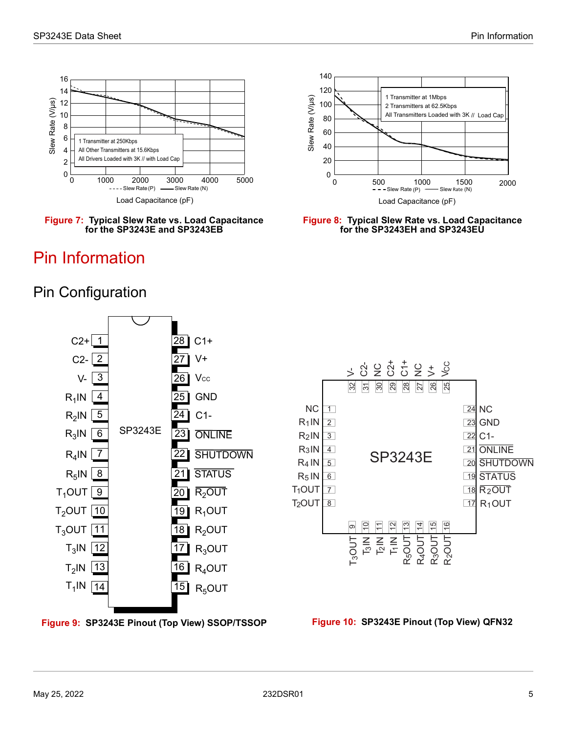Figure 7: Typical Slew Rate vs. Load Capacitance for the SP3243E and SP3243EB

Figure 8: Typical Slew Rate vs. Load Capacitance for the SP3243EH and SP3243EU

# Pin Information

## Pin Configuration

Figure 9: SP3243E Pinout (Top View) SSOP/TSSOP

Figure 10: SP3243E Pinout (Top View) QFN32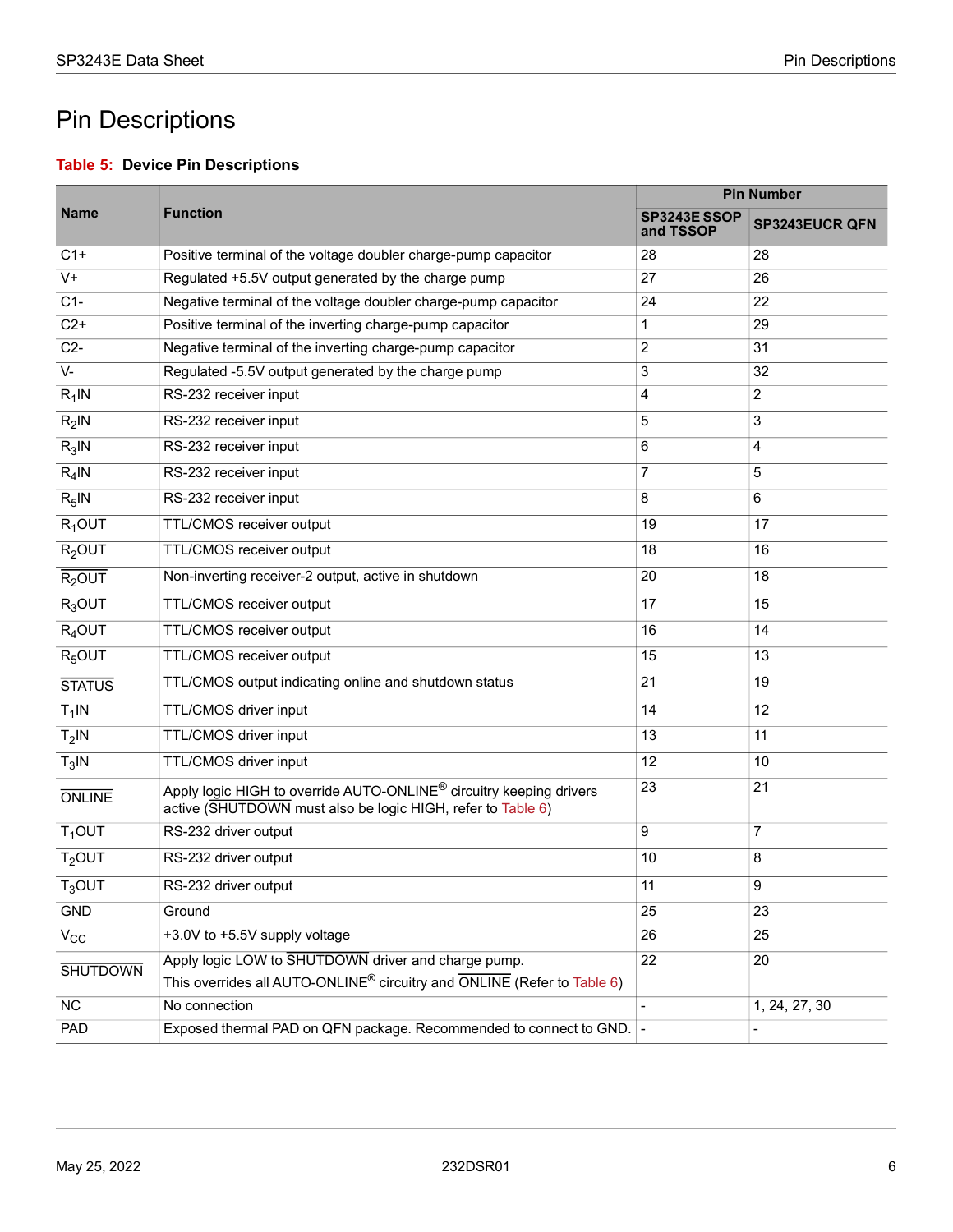# Pin Descriptions

**Table 5: Device Pin Descriptions**

| Name | Function | Pin Number | |
|---|---|---|---|
| | | SP3243E SSOP and TSSOP | SP3243EUCR QFN |
| C1+ | Positive terminal of the voltage doubler charge-pump capacitor | 28 | 28 |
| V+ | Regulated +5.5V output generated by the charge pump | 27 | 26 |
| C1- | Negative terminal of the voltage doubler charge-pump capacitor | 24 | 22 |
| C2+ | Positive terminal of the inverting charge-pump capacitor | 1 | 29 |
| C2- | Negative terminal of the inverting charge-pump capacitor | 2 | 31 |
| V- | Regulated -5.5V output generated by the charge pump | 3 | 32 |
| $R_1$IN | RS-232 receiver input | 4 | 2 |
| $R_2$IN | RS-232 receiver input | 5 | 3 |
| $R_3$IN | RS-232 receiver input | 6 | 4 |
| $R_4$IN | RS-232 receiver input | 7 | 5 |
| $R_5$IN | RS-232 receiver input | 8 | 6 |
| $R_1$OUT | TTL/CMOS receiver output | 19 | 17 |
| $R_2$OUT | TTL/CMOS receiver output | 18 | 16 |
| $\overline{R_2OUT}$ | Non-inverting receiver-2 output, active in shutdown | 20 | 18 |
| $R_3$OUT | TTL/CMOS receiver output | 17 | 15 |
| $R_4$OUT | TTL/CMOS receiver output | 16 | 14 |
| $R_5$OUT | TTL/CMOS receiver output | 15 | 13 |
| $\overline{STATUS}$ | TTL/CMOS output indicating online and shutdown status | 21 | 19 |
| $T_1$IN | TTL/CMOS driver input | 14 | 12 |
| $T_2$IN | TTL/CMOS driver input | 13 | 11 |
| $T_3$IN | TTL/CMOS driver input | 12 | 10 |
| $\overline{ONLINE}$ | Apply logic HIGH to override AUTO-ONLINE® circuitry keeping drivers active ($\overline{SHUTDOWN}$ must also be logic HIGH, refer to Table 6) | 23 | 21 |
| $T_1$OUT | RS-232 driver output | 9 | 7 |
| $T_2$OUT | RS-232 driver output | 10 | 8 |
| $T_3$OUT | RS-232 driver output | 11 | 9 |
| GND | Ground | 25 | 23 |
| $V_{CC}$ | +3.0V to +5.5V supply voltage | 26 | 25 |
| $\overline{SHUTDOWN}$ | Apply logic LOW to $\overline{SHUTDOWN}$ driver and charge pump. This overrides all AUTO-ONLINE® circuitry and $\overline{ONLINE}$ (Refer to Table 6) | 22 | 20 |
| NC | No connection | - | 1, 24, 27, 30 |
| PAD | Exposed thermal PAD on QFN package. Recommended to connect to GND. | - | - |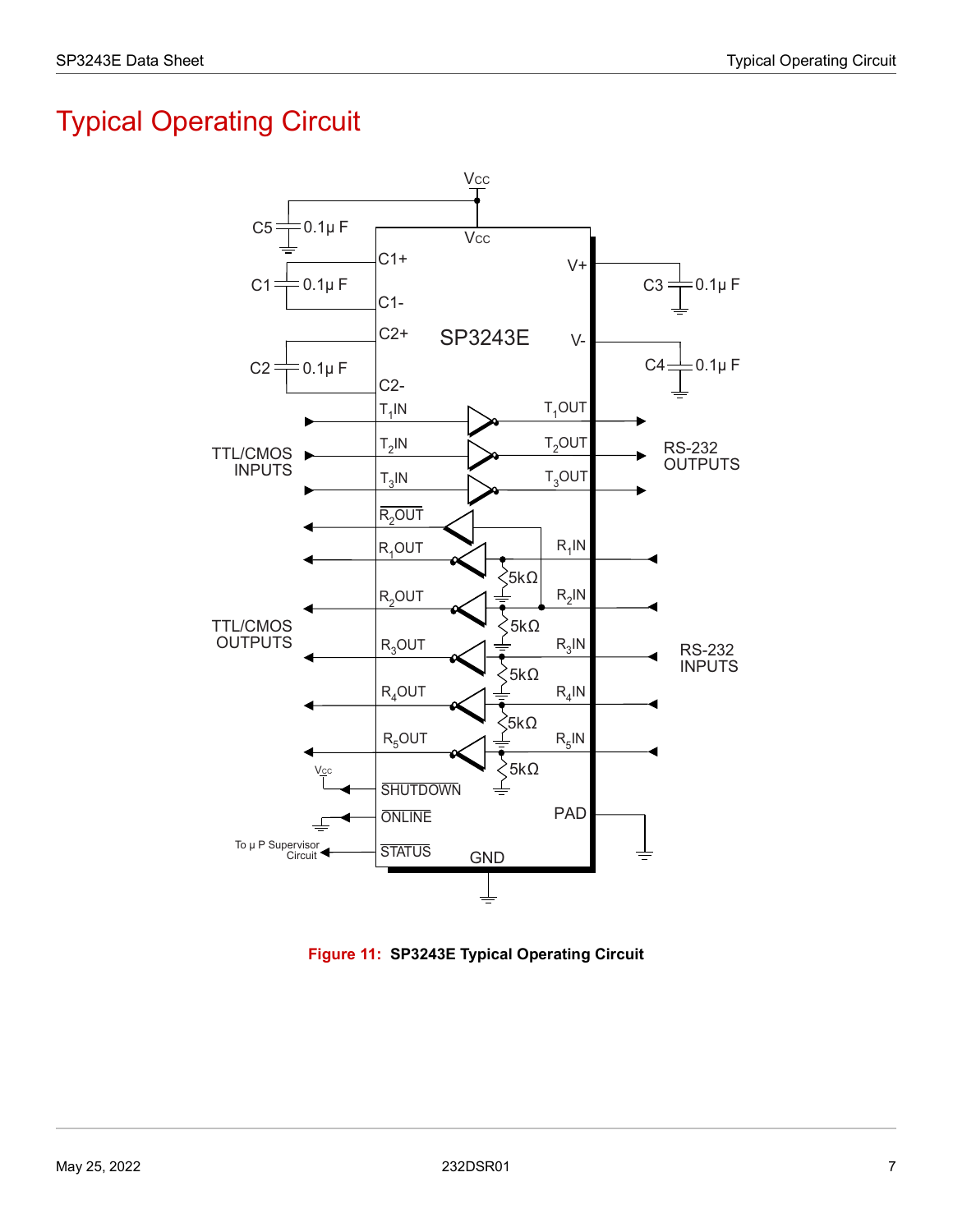# Typical Operating Circuit

**Figure 11: SP3243E Typical Operating Circuit**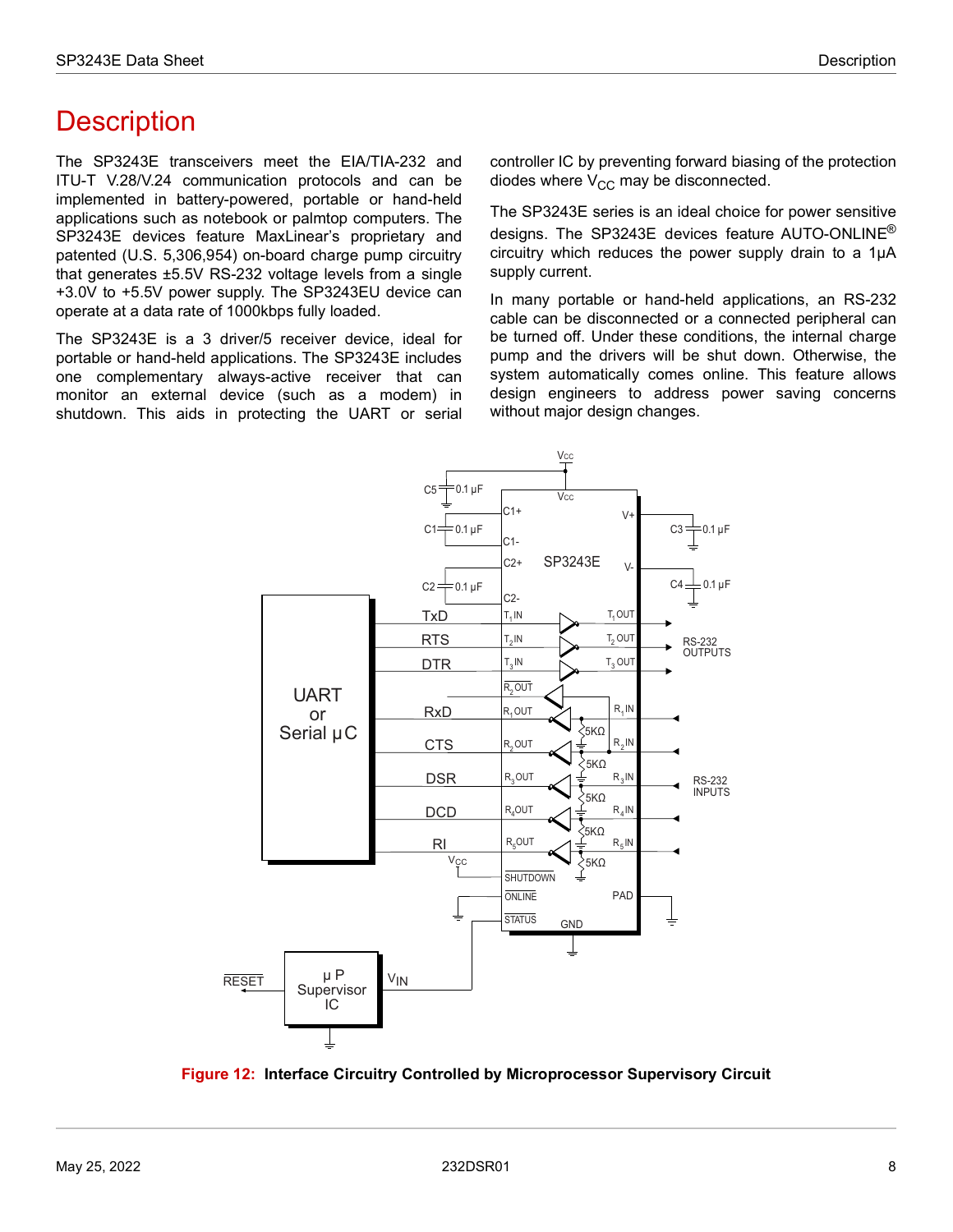# Description

The SP3243E transceivers meet the EIA/TIA-232 and ITU-T V.28/V.24 communication protocols and can be implemented in battery-powered, portable or hand-held applications such as notebook or palmtop computers. The SP3243E devices feature MaxLinear's proprietary and patented (U.S. 5,306,954) on-board charge pump circuitry that generates ±5.5V RS-232 voltage levels from a single +3.0V to +5.5V power supply. The SP3243EU device can operate at a data rate of 1000kbps fully loaded.

The SP3243E is a 3 driver/5 receiver device, ideal for portable or hand-held applications. The SP3243E includes one complementary always-active receiver that can monitor an external device (such as a modem) in shutdown. This aids in protecting the UART or serial controller IC by preventing forward biasing of the protection diodes where $V_{CC}$ may be disconnected.

The SP3243E series is an ideal choice for power sensitive designs. The SP3243E devices feature AUTO-ONLINE® circuitry which reduces the power supply drain to a 1µA supply current.

In many portable or hand-held applications, an RS-232 cable can be disconnected or a connected peripheral can be turned off. Under these conditions, the internal charge pump and the drivers will be shut down. Otherwise, the system automatically comes online. This feature allows design engineers to address power saving concerns without major design changes.

**Figure 12: Interface Circuitry Controlled by Microprocessor Supervisory Circuit**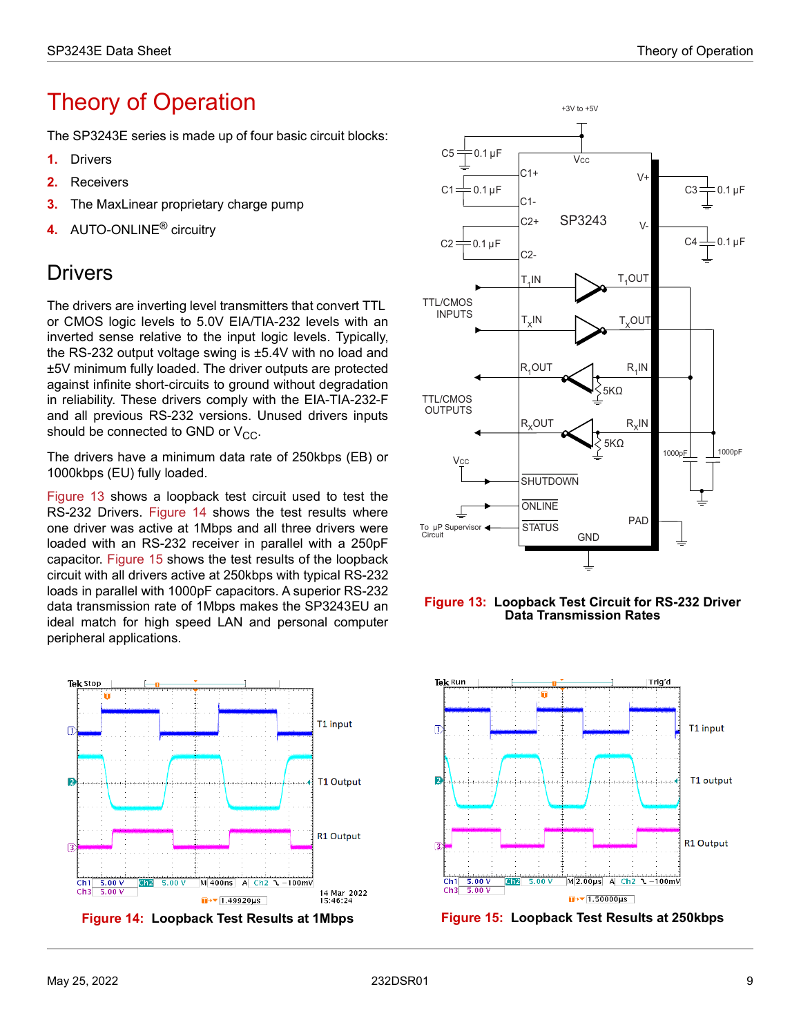# Theory of Operation

The SP3243E series is made up of four basic circuit blocks:

1. Drivers
2. Receivers
3. The MaxLinear proprietary charge pump
4. AUTO-ONLINE® circuitry

## Drivers

The drivers are inverting level transmitters that convert TTL or CMOS logic levels to 5.0V EIA/TIA-232 levels with an inverted sense relative to the input logic levels. Typically, the RS-232 output voltage swing is ±5.4V with no load and ±5V minimum fully loaded. The driver outputs are protected against infinite short-circuits to ground without degradation in reliability. These drivers comply with the EIA-TIA-232-F and all previous RS-232 versions. Unused drivers inputs should be connected to GND or $V_{CC}$.

The drivers have a minimum data rate of 250kbps (EB) or 1000kbps (EU) fully loaded.

Figure 13 shows a loopback test circuit used to test the RS-232 Drivers. Figure 14 shows the test results where one driver was active at 1Mbps and all three drivers were loaded with an RS-232 receiver in parallel with a 250pF capacitor. Figure 15 shows the test results of the loopback circuit with all drivers active at 250kbps with typical RS-232 loads in parallel with 1000pF capacitors. A superior RS-232 data transmission rate of 1Mbps makes the SP3243EU an ideal match for high speed LAN and personal computer peripheral applications.

**Figure 13: Loopback Test Circuit for RS-232 Driver Data Transmission Rates**

**Figure 14: Loopback Test Results at 1Mbps**

**Figure 15: Loopback Test Results at 250kbps**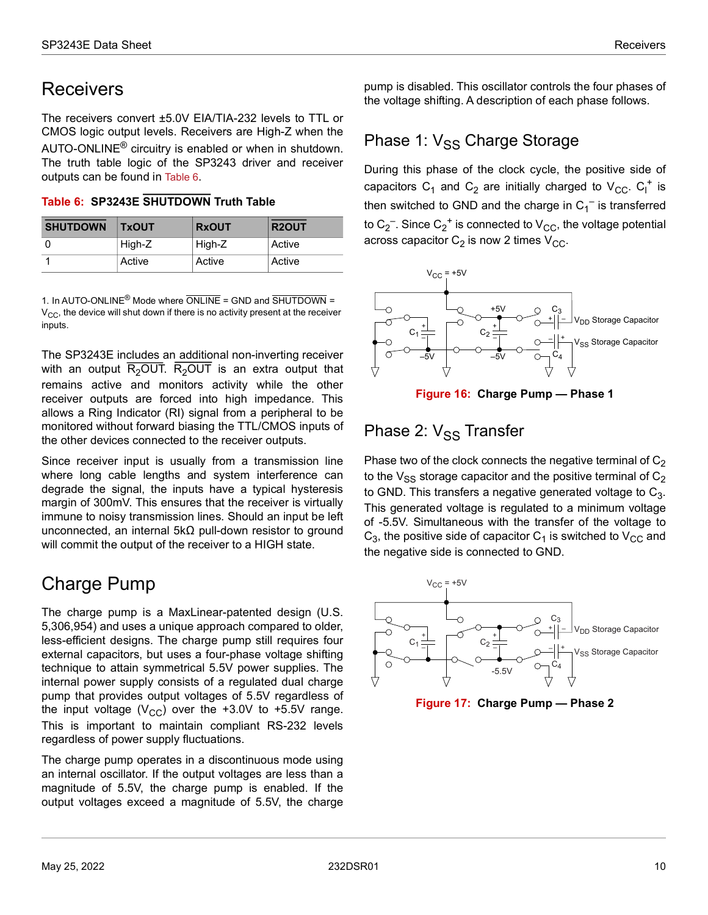# Receivers

The receivers convert ±5.0V EIA/TIA-232 levels to TTL or CMOS logic output levels. Receivers are High-Z when the AUTO-ONLINE® circuitry is enabled or when in shutdown. The truth table logic of the SP3243 driver and receiver outputs can be found in Table 6.

**Table 6: SP3243E $\overline{\text{SHUTDOWN}}$ Truth Table**

| $\overline{\text{SHUTDOWN}}$ | TxOUT | RxOUT | $\overline{\text{R2OUT}}$ |
|---|---|---|---|
| 0 | High-Z | High-Z | Active |
| 1 | Active | Active | Active |

1. In AUTO-ONLINE® Mode where $\overline{\text{ONLINE}}$ = GND and $\overline{\text{SHUTDOWN}}$ = $V_{CC}$, the device will shut down if there is no activity present at the receiver inputs.

The SP3243E includes an additional non-inverting receiver with an output $\overline{R_2OUT}$. $\overline{R_2OUT}$ is an extra output that remains active and monitors activity while the other receiver outputs are forced into high impedance. This allows a Ring Indicator (RI) signal from a peripheral to be monitored without forward biasing the TTL/CMOS inputs of the other devices connected to the receiver outputs.

Since receiver input is usually from a transmission line where long cable lengths and system interference can degrade the signal, the inputs have a typical hysteresis margin of 300mV. This ensures that the receiver is virtually immune to noisy transmission lines. Should an input be left unconnected, an internal 5kΩ pull-down resistor to ground will commit the output of the receiver to a HIGH state.

# Charge Pump

The charge pump is a MaxLinear-patented design (U.S. 5,306,954) and uses a unique approach compared to older, less-efficient designs. The charge pump still requires four external capacitors, but uses a four-phase voltage shifting technique to attain symmetrical 5.5V power supplies. The internal power supply consists of a regulated dual charge pump that provides output voltages of 5.5V regardless of the input voltage ($V_{CC}$) over the +3.0V to +5.5V range. This is important to maintain compliant RS-232 levels regardless of power supply fluctuations.

The charge pump operates in a discontinuous mode using an internal oscillator. If the output voltages are less than a magnitude of 5.5V, the charge pump is enabled. If the output voltages exceed a magnitude of 5.5V, the charge pump is disabled. This oscillator controls the four phases of the voltage shifting. A description of each phase follows.

## Phase 1: $V_{SS}$ Charge Storage

During this phase of the clock cycle, the positive side of capacitors $C_1$ and $C_2$ are initially charged to $V_{CC}$. $C_l^+$ is then switched to GND and the charge in $C_1^-$ is transferred to $C_2^-$. Since $C_2^+$ is connected to $V_{CC}$, the voltage potential across capacitor $C_2$ is now 2 times $V_{CC}$.

**Figure 16: Charge Pump — Phase 1**

## Phase 2: $V_{SS}$ Transfer

Phase two of the clock connects the negative terminal of $C_2$ to the $V_{SS}$ storage capacitor and the positive terminal of $C_2$ to GND. This transfers a negative generated voltage to $C_3$. This generated voltage is regulated to a minimum voltage of -5.5V. Simultaneous with the transfer of the voltage to $C_3$, the positive side of capacitor $C_1$ is switched to $V_{CC}$ and the negative side is connected to GND.

**Figure 17: Charge Pump — Phase 2**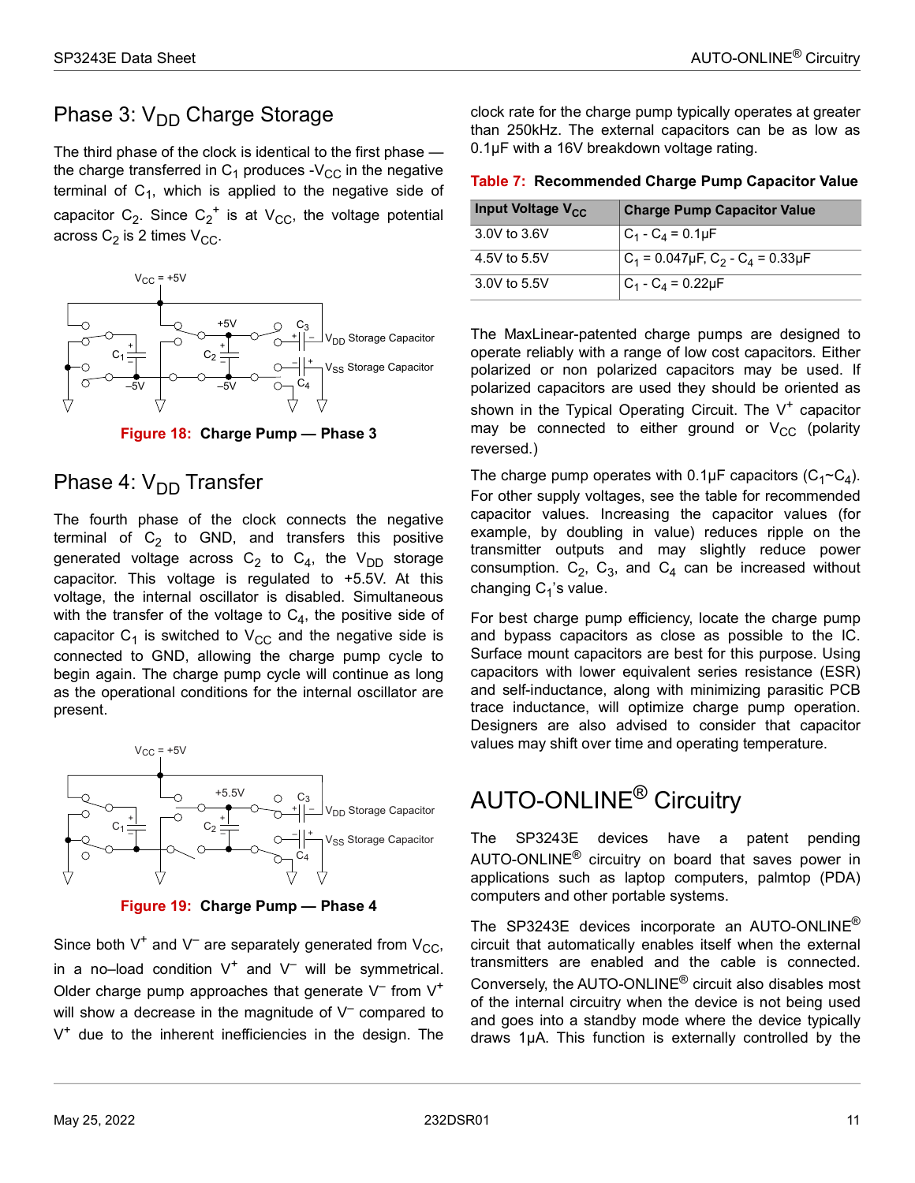## Phase 3: $V_{DD}$ Charge Storage

The third phase of the clock is identical to the first phase — the charge transferred in $C_1$ produces $-V_{CC}$ in the negative terminal of $C_1$, which is applied to the negative side of capacitor $C_2$. Since $C_2^+$ is at $V_{CC}$, the voltage potential across $C_2$ is 2 times $V_{CC}$.

**Figure 18: Charge Pump — Phase 3**

## Phase 4: $V_{DD}$ Transfer

The fourth phase of the clock connects the negative terminal of $C_2$ to GND, and transfers this positive generated voltage across $C_2$ to $C_4$, the $V_{DD}$ storage capacitor. This voltage is regulated to +5.5V. At this voltage, the internal oscillator is disabled. Simultaneous with the transfer of the voltage to $C_4$, the positive side of capacitor $C_1$ is switched to $V_{CC}$ and the negative side is connected to GND, allowing the charge pump cycle to begin again. The charge pump cycle will continue as long as the operational conditions for the internal oscillator are present.

**Figure 19: Charge Pump — Phase 4**

Since both $V^+$ and $V^-$ are separately generated from $V_{CC}$, in a no–load condition $V^+$ and $V^-$ will be symmetrical. Older charge pump approaches that generate $V^-$ from $V^+$ will show a decrease in the magnitude of $V^-$ compared to $V^+$ due to the inherent inefficiencies in the design. The clock rate for the charge pump typically operates at greater than 250kHz. The external capacitors can be as low as 0.1µF with a 16V breakdown voltage rating.

**Table 7: Recommended Charge Pump Capacitor Value**

| Input Voltage $V_{CC}$ | Charge Pump Capacitor Value |
|---|---|
| 3.0V to 3.6V | $C_1$ - $C_4$ = 0.1µF |
| 4.5V to 5.5V | $C_1$ = 0.047µF, $C_2$ - $C_4$ = 0.33µF |
| 3.0V to 5.5V | $C_1$ - $C_4$ = 0.22µF |

The MaxLinear-patented charge pumps are designed to operate reliably with a range of low cost capacitors. Either polarized or non polarized capacitors may be used. If polarized capacitors are used they should be oriented as shown in the Typical Operating Circuit. The $V^+$ capacitor may be connected to either ground or $V_{CC}$ (polarity reversed.)

The charge pump operates with 0.1µF capacitors ($C_1$~$C_4$). For other supply voltages, see the table for recommended capacitor values. Increasing the capacitor values (for example, by doubling in value) reduces ripple on the transmitter outputs and may slightly reduce power consumption. $C_2$, $C_3$, and $C_4$ can be increased without changing $C_1$'s value.

For best charge pump efficiency, locate the charge pump and bypass capacitors as close as possible to the IC. Surface mount capacitors are best for this purpose. Using capacitors with lower equivalent series resistance (ESR) and self-inductance, along with minimizing parasitic PCB trace inductance, will optimize charge pump operation. Designers are also advised to consider that capacitor values may shift over time and operating temperature.

# AUTO-ONLINE® Circuitry

The SP3243E devices have a patent pending AUTO-ONLINE® circuitry on board that saves power in applications such as laptop computers, palmtop (PDA) computers and other portable systems.

The SP3243E devices incorporate an AUTO-ONLINE® circuit that automatically enables itself when the external transmitters are enabled and the cable is connected. Conversely, the AUTO-ONLINE® circuit also disables most of the internal circuitry when the device is not being used and goes into a standby mode where the device typically draws 1µA. This function is externally controlled by the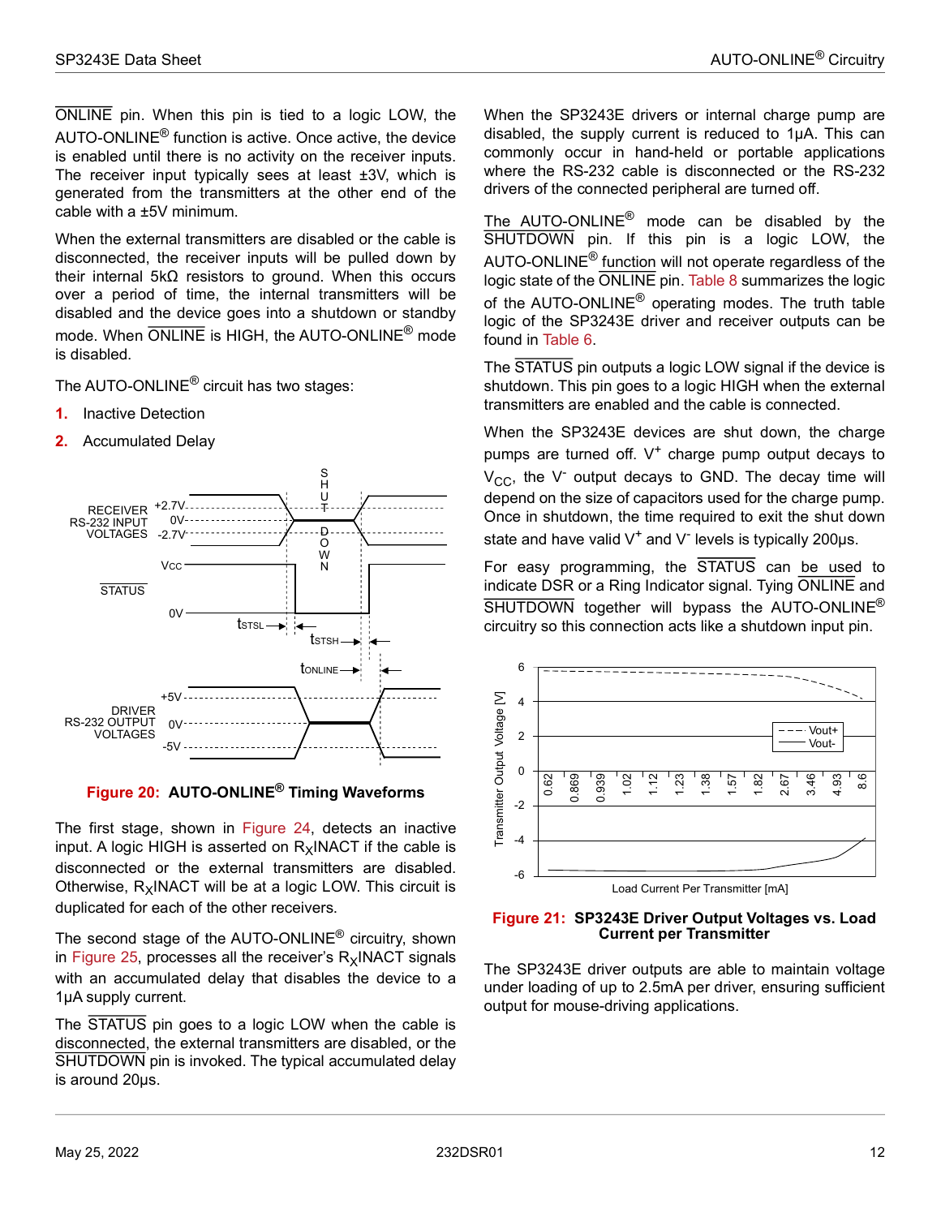ONLINE pin. When this pin is tied to a logic LOW, the AUTO-ONLINE® function is active. Once active, the device is enabled until there is no activity on the receiver inputs. The receiver input typically sees at least ±3V, which is generated from the transmitters at the other end of the cable with a ±5V minimum.

When the external transmitters are disabled or the cable is disconnected, the receiver inputs will be pulled down by their internal 5kΩ resistors to ground. When this occurs over a period of time, the internal transmitters will be disabled and the device goes into a shutdown or standby mode. When ONLINE is HIGH, the AUTO-ONLINE® mode is disabled.

The AUTO-ONLINE® circuit has two stages:

1. Inactive Detection
2. Accumulated Delay

**Figure 20: AUTO-ONLINE® Timing Waveforms**

The first stage, shown in Figure 24, detects an inactive input. A logic HIGH is asserted on $R_X$INACT if the cable is disconnected or the external transmitters are disabled. Otherwise, $R_X$INACT will be at a logic LOW. This circuit is duplicated for each of the other receivers.

The second stage of the AUTO-ONLINE® circuitry, shown in Figure 25, processes all the receiver's $R_X$INACT signals with an accumulated delay that disables the device to a 1µA supply current.

The STATUS pin goes to a logic LOW when the cable is disconnected, the external transmitters are disabled, or the SHUTDOWN pin is invoked. The typical accumulated delay is around 20µs.

When the SP3243E drivers or internal charge pump are disabled, the supply current is reduced to 1µA. This can commonly occur in hand-held or portable applications where the RS-232 cable is disconnected or the RS-232 drivers of the connected peripheral are turned off.

The AUTO-ONLINE® mode can be disabled by the SHUTDOWN pin. If this pin is a logic LOW, the AUTO-ONLINE® function will not operate regardless of the logic state of the ONLINE pin. Table 8 summarizes the logic of the AUTO-ONLINE® operating modes. The truth table logic of the SP3243E driver and receiver outputs can be found in Table 6.

The STATUS pin outputs a logic LOW signal if the device is shutdown. This pin goes to a logic HIGH when the external transmitters are enabled and the cable is connected.

When the SP3243E devices are shut down, the charge pumps are turned off. $V^+$ charge pump output decays to $V_{CC}$, the $V^-$ output decays to GND. The decay time will depend on the size of capacitors used for the charge pump. Once in shutdown, the time required to exit the shut down state and have valid $V^+$ and $V^-$ levels is typically 200µs.

For easy programming, the STATUS can be used to indicate DSR or a Ring Indicator signal. Tying ONLINE and SHUTDOWN together will bypass the AUTO-ONLINE® circuitry so this connection acts like a shutdown input pin.

**Figure 21: SP3243E Driver Output Voltages vs. Load Current per Transmitter**

The SP3243E driver outputs are able to maintain voltage under loading of up to 2.5mA per driver, ensuring sufficient output for mouse-driving applications.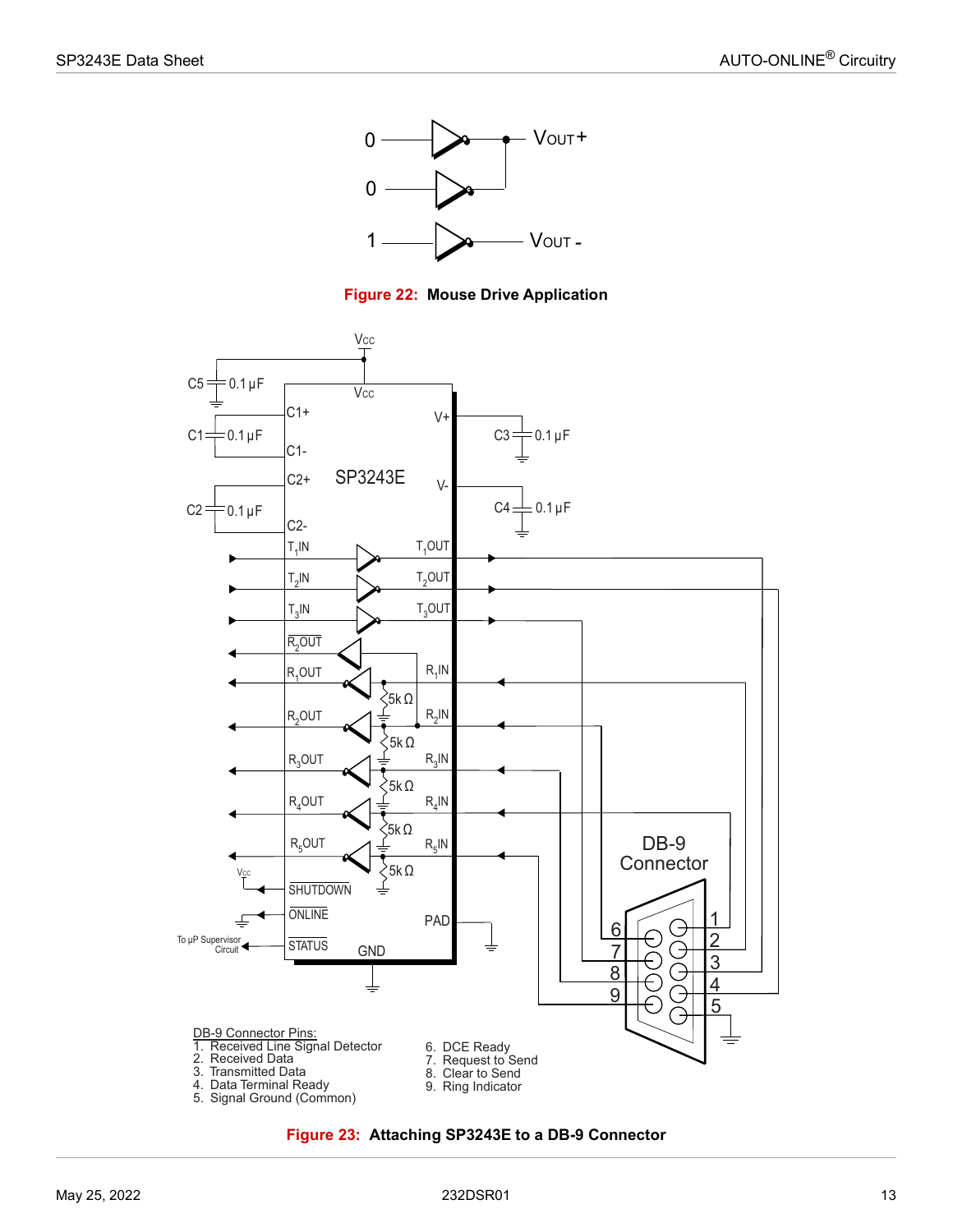Figure 22: Mouse Drive Application

Figure 23: Attaching SP3243E to a DB-9 Connector

DB-9 Connector Pins:
1. Received Line Signal Detector
2. Received Data
3. Transmitted Data
4. Data Terminal Ready
5. Signal Ground (Common)
6. DCE Ready
7. Request to Send
8. Clear to Send
9. Ring Indicator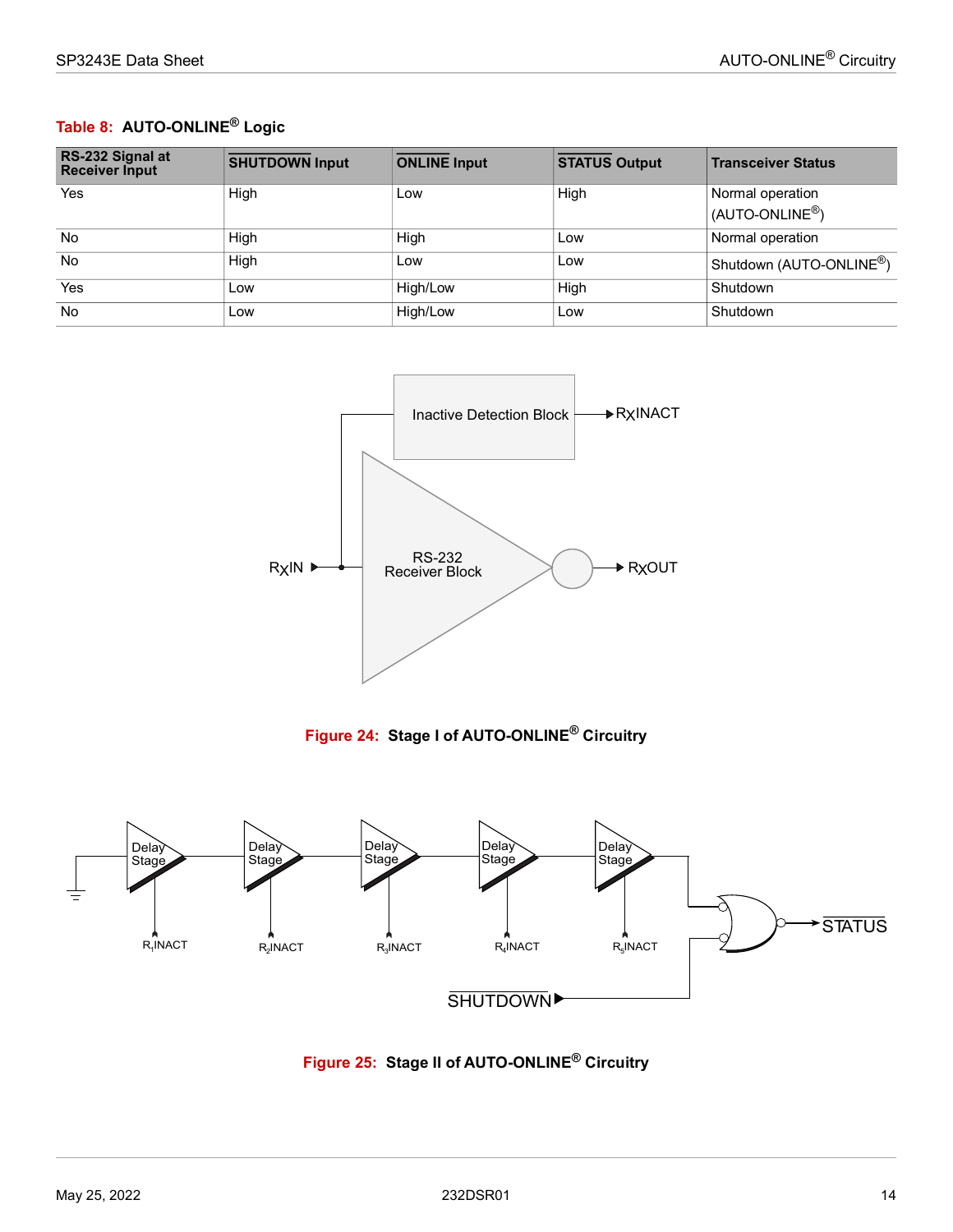**Table 8: AUTO-ONLINE® Logic**

| RS-232 Signal at Receiver Input | SHUTDOWN Input | ONLINE Input | STATUS Output | Transceiver Status |
|---|---|---|---|---|
| Yes | High | Low | High | Normal operation (AUTO-ONLINE®) |
| No | High | High | Low | Normal operation |
| No | High | Low | Low | Shutdown (AUTO-ONLINE®) |
| Yes | Low | High/Low | High | Shutdown |
| No | Low | High/Low | Low | Shutdown |

**Figure 24: Stage I of AUTO-ONLINE® Circuitry**

**Figure 25: Stage II of AUTO-ONLINE® Circuitry**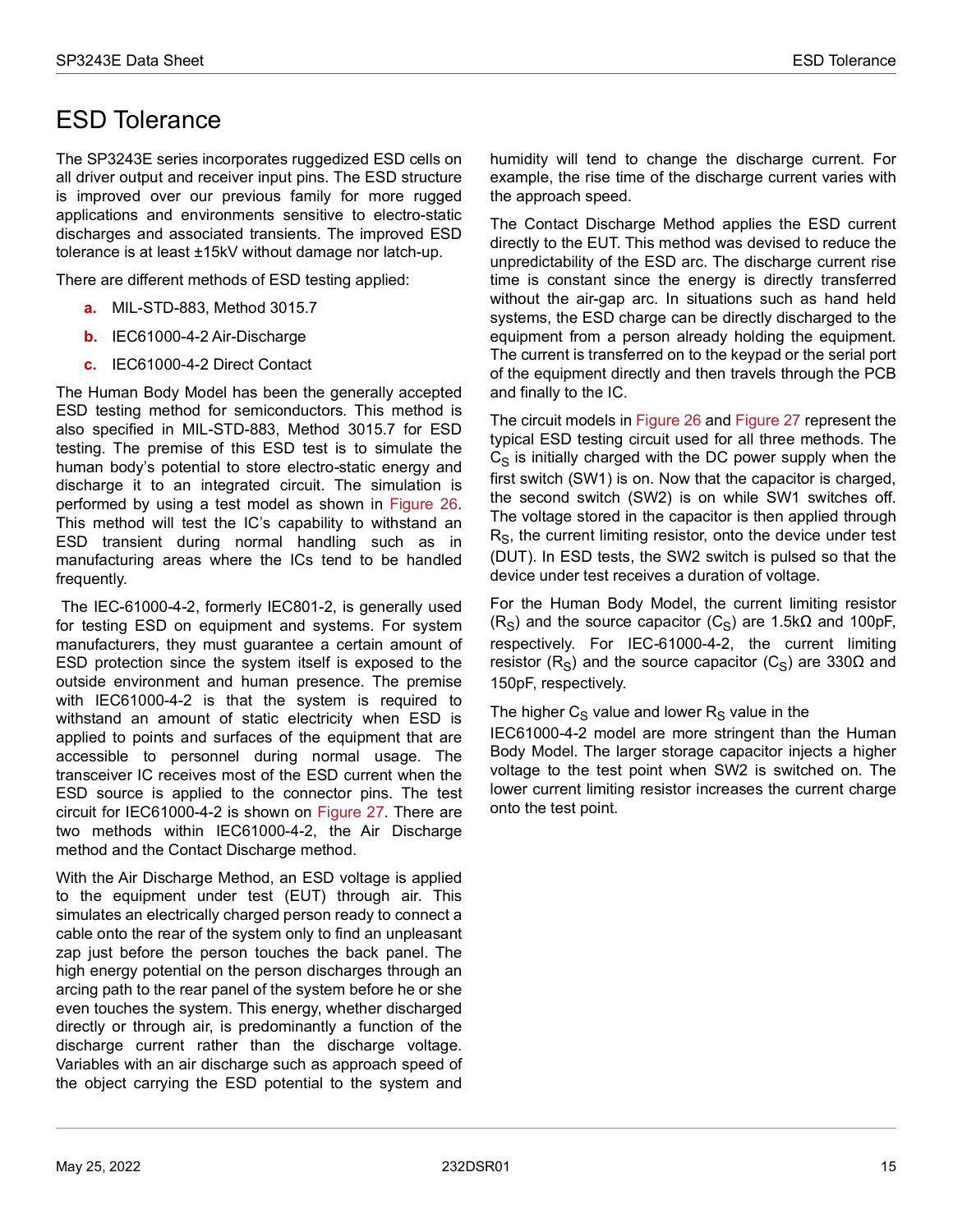# ESD Tolerance

The SP3243E series incorporates ruggedized ESD cells on all driver output and receiver input pins. The ESD structure is improved over our previous family for more rugged applications and environments sensitive to electro-static discharges and associated transients. The improved ESD tolerance is at least ±15kV without damage nor latch-up.

There are different methods of ESD testing applied:

**a.** MIL-STD-883, Method 3015.7

**b.** IEC61000-4-2 Air-Discharge

**c.** IEC61000-4-2 Direct Contact

The Human Body Model has been the generally accepted ESD testing method for semiconductors. This method is also specified in MIL-STD-883, Method 3015.7 for ESD testing. The premise of this ESD test is to simulate the human body's potential to store electro-static energy and discharge it to an integrated circuit. The simulation is performed by using a test model as shown in Figure 26. This method will test the IC's capability to withstand an ESD transient during normal handling such as in manufacturing areas where the ICs tend to be handled frequently.

The IEC-61000-4-2, formerly IEC801-2, is generally used for testing ESD on equipment and systems. For system manufacturers, they must guarantee a certain amount of ESD protection since the system itself is exposed to the outside environment and human presence. The premise with IEC61000-4-2 is that the system is required to withstand an amount of static electricity when ESD is applied to points and surfaces of the equipment that are accessible to personnel during normal usage. The transceiver IC receives most of the ESD current when the ESD source is applied to the connector pins. The test circuit for IEC61000-4-2 is shown on Figure 27. There are two methods within IEC61000-4-2, the Air Discharge method and the Contact Discharge method.

With the Air Discharge Method, an ESD voltage is applied to the equipment under test (EUT) through air. This simulates an electrically charged person ready to connect a cable onto the rear of the system only to find an unpleasant zap just before the person touches the back panel. The high energy potential on the person discharges through an arcing path to the rear panel of the system before he or she even touches the system. This energy, whether discharged directly or through air, is predominantly a function of the discharge current rather than the discharge voltage. Variables with an air discharge such as approach speed of the object carrying the ESD potential to the system and humidity will tend to change the discharge current. For example, the rise time of the discharge current varies with the approach speed.

The Contact Discharge Method applies the ESD current directly to the EUT. This method was devised to reduce the unpredictability of the ESD arc. The discharge current rise time is constant since the energy is directly transferred without the air-gap arc. In situations such as hand held systems, the ESD charge can be directly discharged to the equipment from a person already holding the equipment. The current is transferred on to the keypad or the serial port of the equipment directly and then travels through the PCB and finally to the IC.

The circuit models in Figure 26 and Figure 27 represent the typical ESD testing circuit used for all three methods. The $C_S$ is initially charged with the DC power supply when the first switch (SW1) is on. Now that the capacitor is charged, the second switch (SW2) is on while SW1 switches off. The voltage stored in the capacitor is then applied through $R_S$, the current limiting resistor, onto the device under test (DUT). In ESD tests, the SW2 switch is pulsed so that the device under test receives a duration of voltage.

For the Human Body Model, the current limiting resistor ($R_S$) and the source capacitor ($C_S$) are 1.5kΩ and 100pF, respectively. For IEC-61000-4-2, the current limiting resistor ($R_S$) and the source capacitor ($C_S$) are 330Ω and 150pF, respectively.

The higher $C_S$ value and lower $R_S$ value in the IEC61000-4-2 model are more stringent than the Human Body Model. The larger storage capacitor injects a higher voltage to the test point when SW2 is switched on. The lower current limiting resistor increases the current charge onto the test point.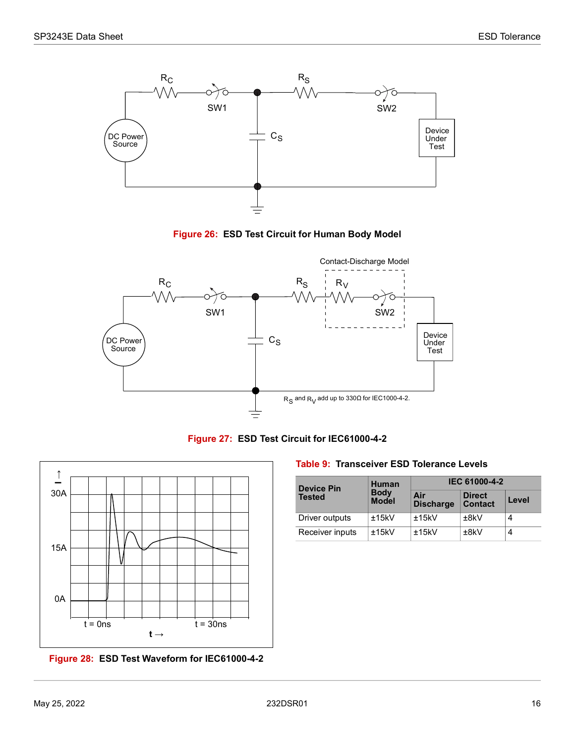Figure 26: ESD Test Circuit for Human Body Model

Contact-Discharge Model

$R_S$ and $R_V$ add up to 330Ω for IEC1000-4-2.

Figure 27: ESD Test Circuit for IEC61000-4-2

Figure 28: ESD Test Waveform for IEC61000-4-2

Table 9: Transceiver ESD Tolerance Levels

| Device Pin Tested | Human Body Model | IEC 61000-4-2 | | |
|---|---|---|---|---|
| | | Air Discharge | Direct Contact | Level |
| Driver outputs | ±15kV | ±15kV | ±8kV | 4 |
| Receiver inputs | ±15kV | ±15kV | ±8kV | 4 |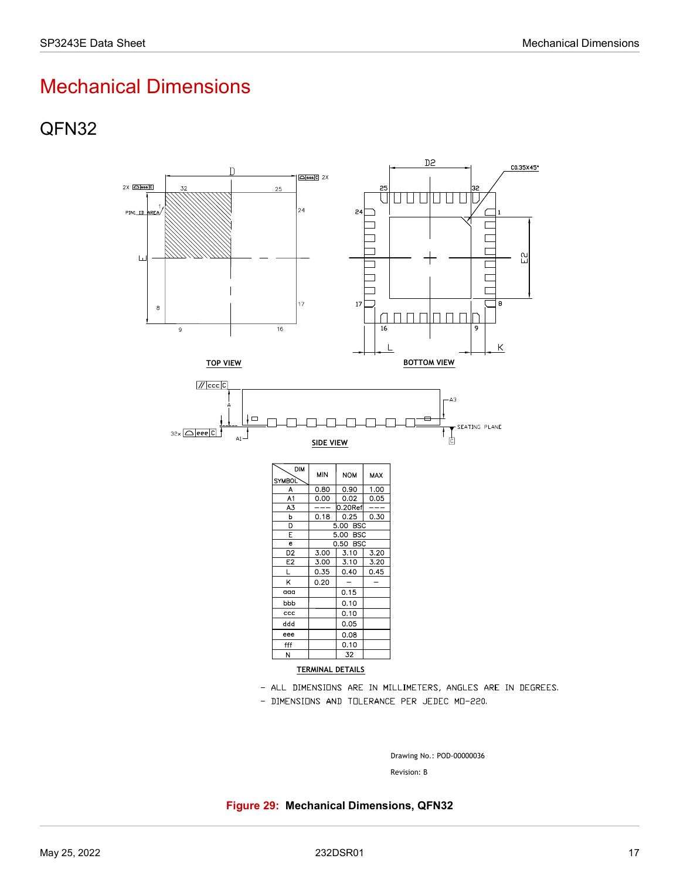# Mechanical Dimensions

## QFN32

TOP VIEW

BOTTOM VIEW

SIDE VIEW

| DIM / SYMBOL | MIN | NOM | MAX |
|---|---|---|---|
| A | 0.80 | 0.90 | 1.00 |
| A1 | 0.00 | 0.02 | 0.05 |
| A3 | --- | 0.20Ref | --- |
| b | 0.18 | 0.25 | 0.30 |
| D | | 5.00 BSC | |
| E | | 5.00 BSC | |
| e | | 0.50 BSC | |
| D2 | 3.00 | 3.10 | 3.20 |
| E2 | 3.00 | 3.10 | 3.20 |
| L | 0.35 | 0.40 | 0.45 |
| K | 0.20 | – | – |
| aaa | | 0.15 | |
| bbb | | 0.10 | |
| ccc | | 0.10 | |
| ddd | | 0.05 | |
| eee | | 0.08 | |
| fff | | 0.10 | |
| N | | 32 | |

TERMINAL DETAILS

- ALL DIMENSIONS ARE IN MILLIMETERS, ANGLES ARE IN DEGREES.
- DIMENSIONS AND TOLERANCE PER JEDEC MO-220.

Drawing No.: POD-00000036

Revision: B

**Figure 29: Mechanical Dimensions, QFN32**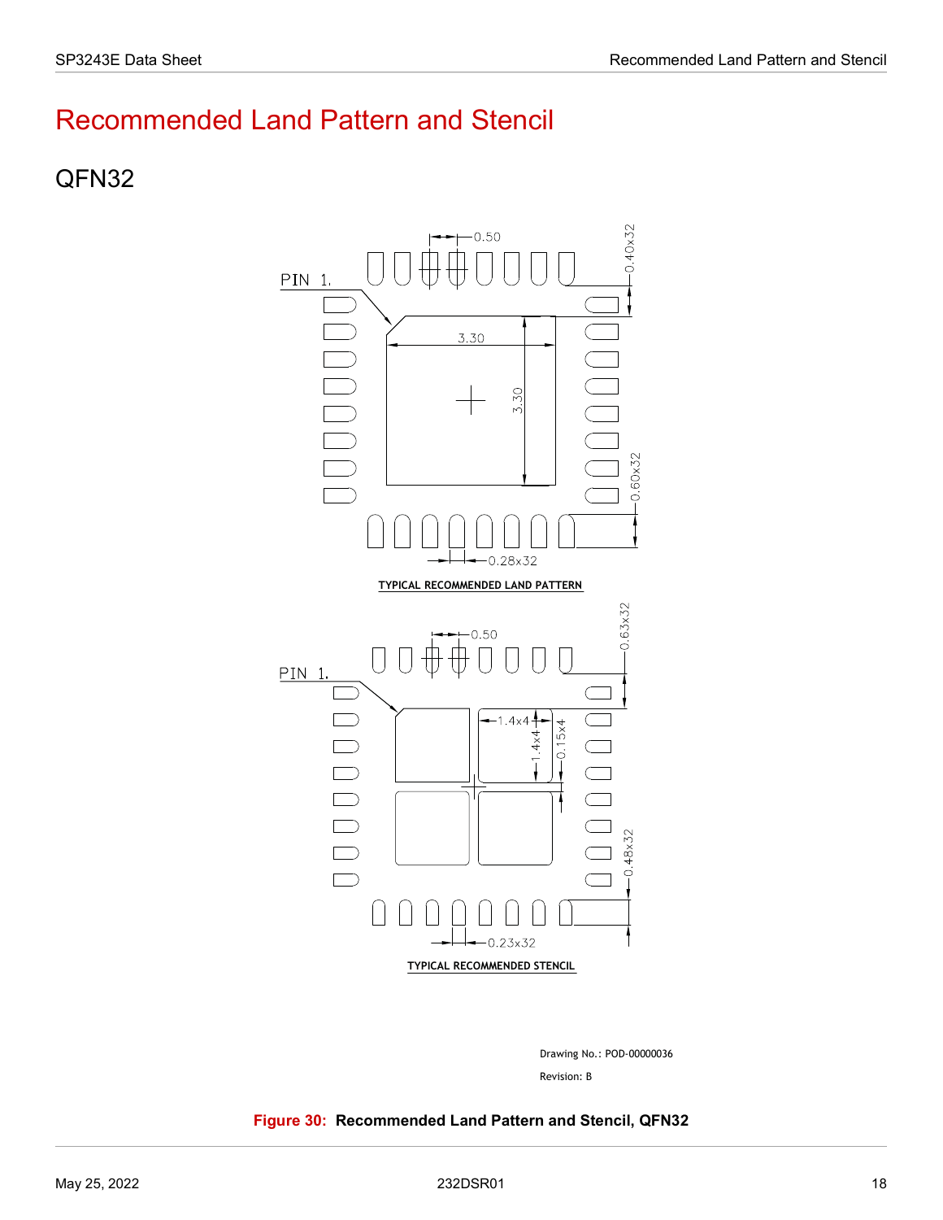# Recommended Land Pattern and Stencil

## QFN32

TYPICAL RECOMMENDED LAND PATTERN

TYPICAL RECOMMENDED STENCIL

Drawing No.: POD-00000036

Revision: B

**Figure 30: Recommended Land Pattern and Stencil, QFN32**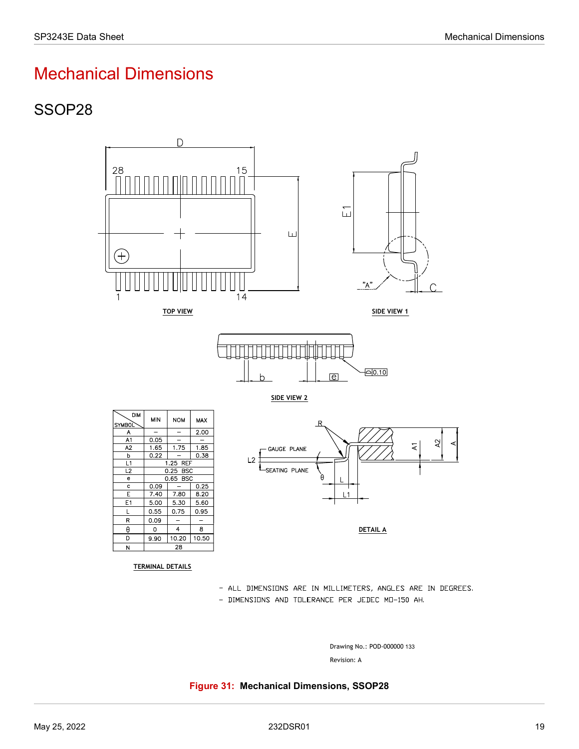# Mechanical Dimensions

## SSOP28

TOP VIEW

SIDE VIEW 1

SIDE VIEW 2

DETAIL A

| SYMBOL \ DIM | MIN | NOM | MAX |
|---|---|---|---|
| A | – | – | 2.00 |
| A1 | 0.05 | – | – |
| A2 | 1.65 | 1.75 | 1.85 |
| b | 0.22 | – | 0.38 |
| L1 | 1.25 REF | | |
| L2 | 0.25 BSC | | |
| e | 0.65 BSC | | |
| c | 0.09 | – | 0.25 |
| E | 7.40 | 7.80 | 8.20 |
| E1 | 5.00 | 5.30 | 5.60 |
| L | 0.55 | 0.75 | 0.95 |
| R | 0.09 | – | – |
| θ | 0 | 4 | 8 |
| D | 9.90 | 10.20 | 10.50 |
| N | 28 | | |

TERMINAL DETAILS

- ALL DIMENSIONS ARE IN MILLIMETERS, ANGLES ARE IN DEGREES.
- DIMENSIONS AND TOLERANCE PER JEDEC MO-150 AH.

Drawing No.: POD-000000 133

Revision: A

**Figure 31: Mechanical Dimensions, SSOP28**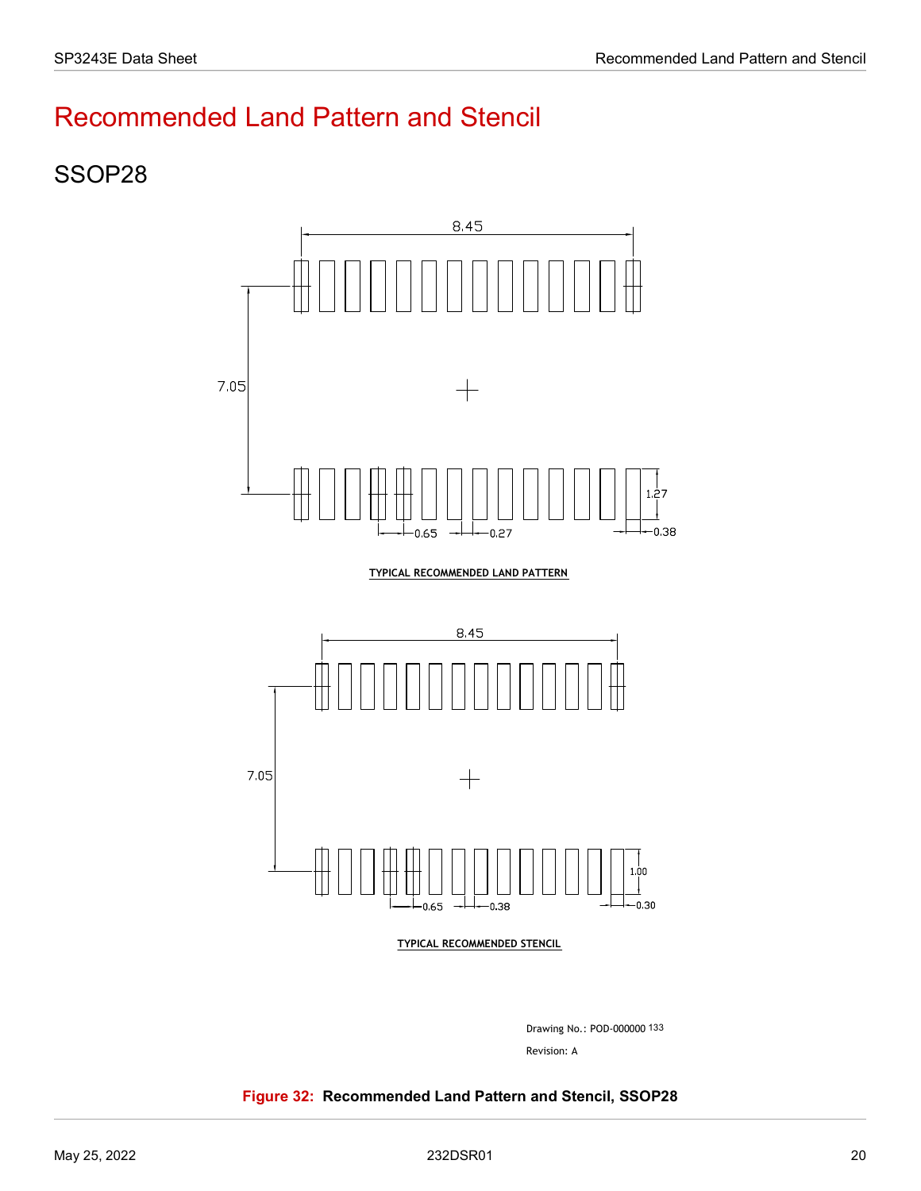# Recommended Land Pattern and Stencil

## SSOP28

8.45

7.05

1.27

0.65 0.27 0.38

TYPICAL RECOMMENDED LAND PATTERN

8.45

7.05

1.00

0.65 0.38 0.30

TYPICAL RECOMMENDED STENCIL

Drawing No.: POD-000000 133

Revision: A

**Figure 32: Recommended Land Pattern and Stencil, SSOP28**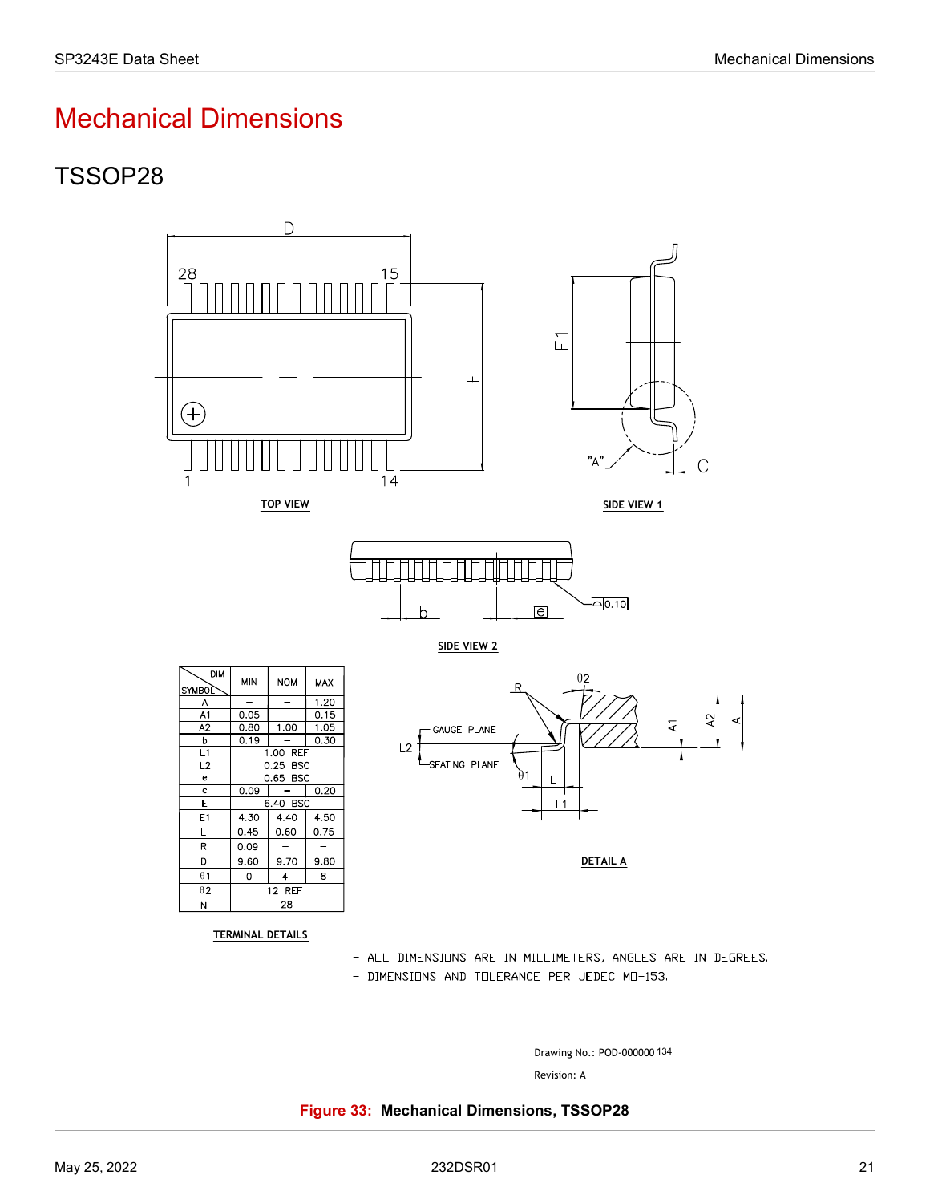# Mechanical Dimensions

## TSSOP28

TOP VIEW

SIDE VIEW 1

SIDE VIEW 2

DETAIL A

| DIM / SYMBOL | MIN | NOM | MAX |
|---|---|---|---|
| A | – | – | 1.20 |
| A1 | 0.05 | – | 0.15 |
| A2 | 0.80 | 1.00 | 1.05 |
| b | 0.19 | – | 0.30 |
| L1 | 1.00 REF | | |
| L2 | 0.25 BSC | | |
| e | 0.65 BSC | | |
| c | 0.09 | – | 0.20 |
| E | 6.40 BSC | | |
| E1 | 4.30 | 4.40 | 4.50 |
| L | 0.45 | 0.60 | 0.75 |
| R | 0.09 | – | – |
| D | 9.60 | 9.70 | 9.80 |
| θ1 | 0 | 4 | 8 |
| θ2 | 12 REF | | |
| N | 28 | | |

TERMINAL DETAILS

- ALL DIMENSIONS ARE IN MILLIMETERS, ANGLES ARE IN DEGREES.
- DIMENSIONS AND TOLERANCE PER JEDEC MO-153.

Drawing No.: POD-000000 134

Revision: A

**Figure 33: Mechanical Dimensions, TSSOP28**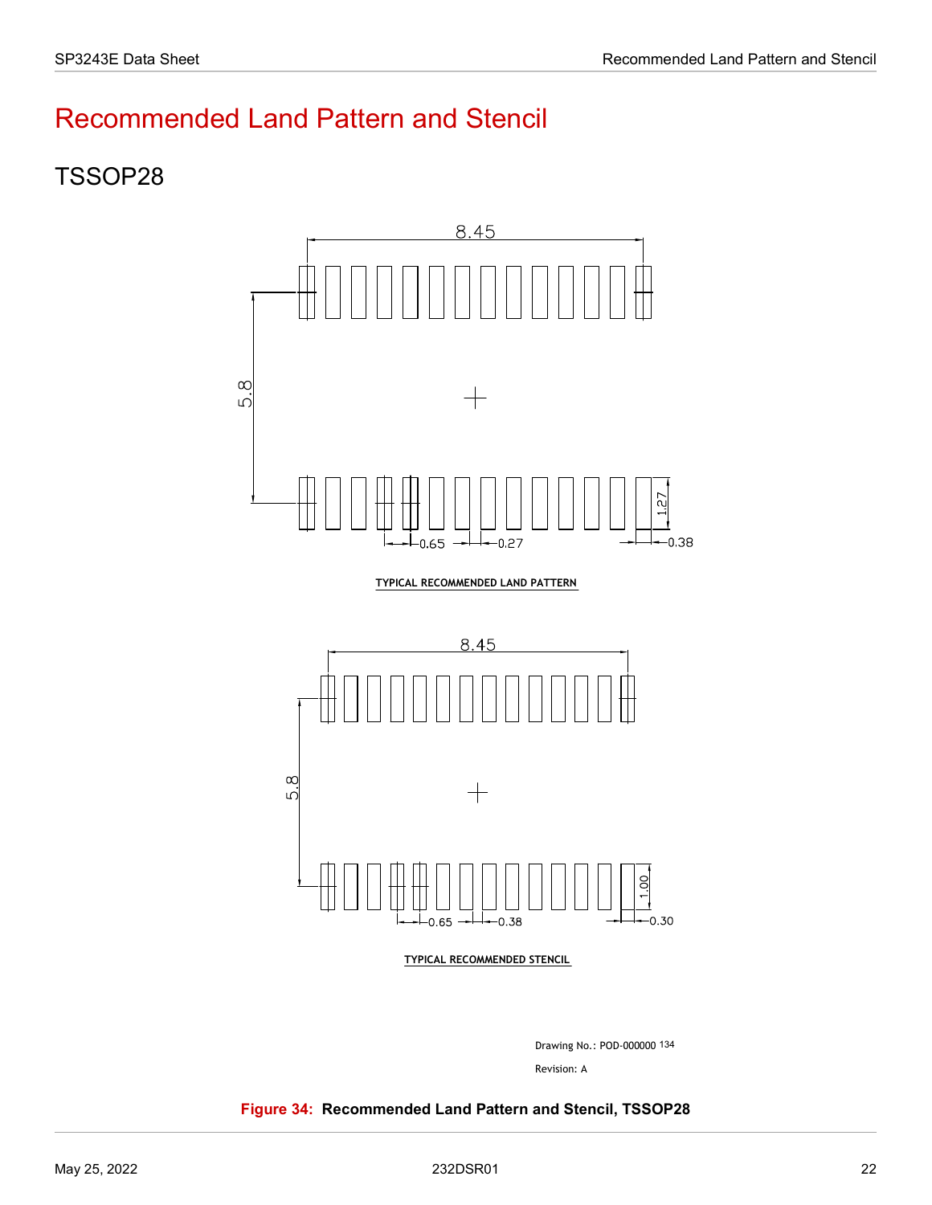# Recommended Land Pattern and Stencil

## TSSOP28

8.45

5.8

1.27

0.65 0.27 0.38

TYPICAL RECOMMENDED LAND PATTERN

8.45

5.8

1.00

0.65 0.38 0.30

TYPICAL RECOMMENDED STENCIL

Drawing No.: POD-000000 134

Revision: A

**Figure 34: Recommended Land Pattern and Stencil, TSSOP28**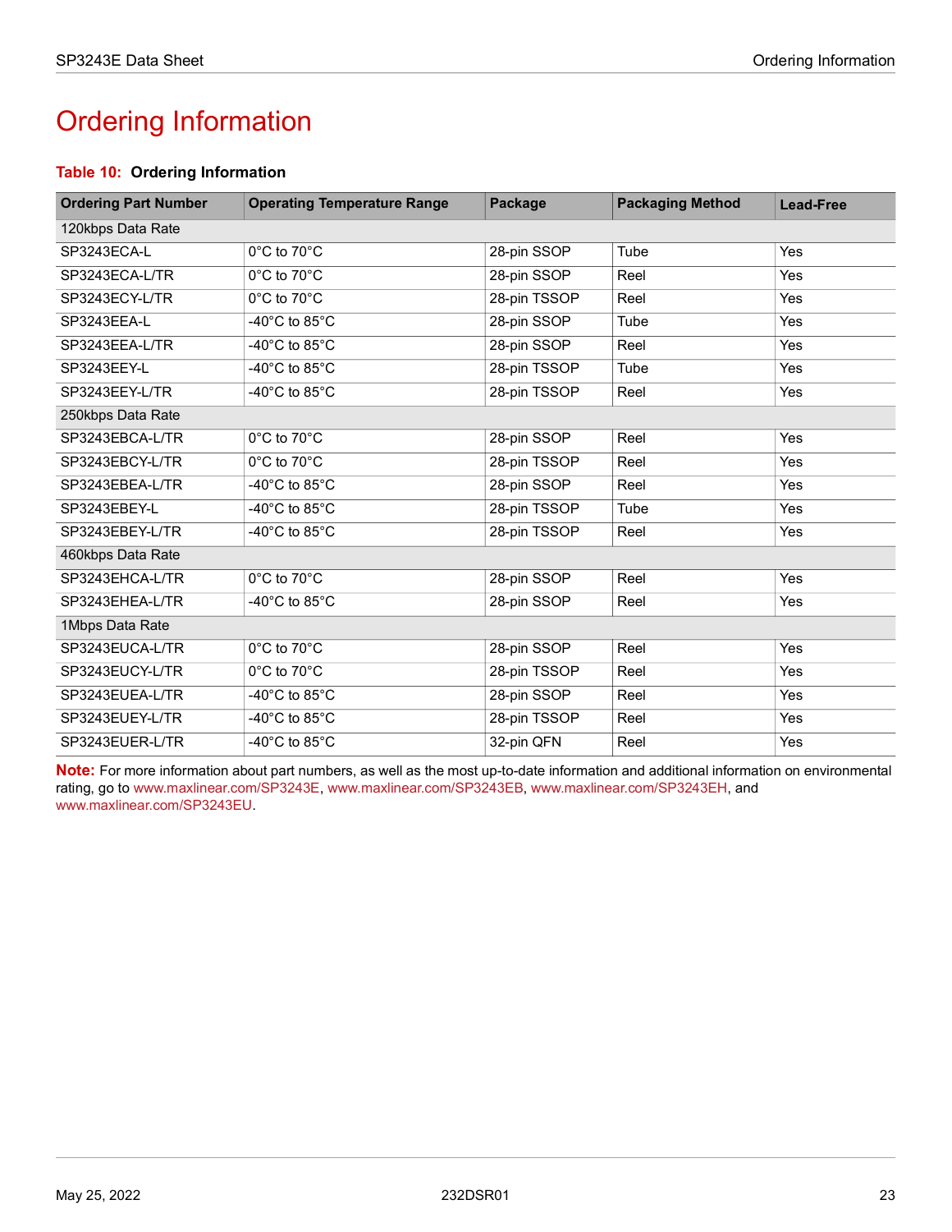# Ordering Information

**Table 10: Ordering Information**

| Ordering Part Number | Operating Temperature Range | Package | Packaging Method | Lead-Free |
|---|---|---|---|---|
| 120kbps Data Rate | | | | |
| SP3243ECA-L | 0°C to 70°C | 28-pin SSOP | Tube | Yes |
| SP3243ECA-L/TR | 0°C to 70°C | 28-pin SSOP | Reel | Yes |
| SP3243ECY-L/TR | 0°C to 70°C | 28-pin TSSOP | Reel | Yes |
| SP3243EEA-L | -40°C to 85°C | 28-pin SSOP | Tube | Yes |
| SP3243EEA-L/TR | -40°C to 85°C | 28-pin SSOP | Reel | Yes |
| SP3243EEY-L | -40°C to 85°C | 28-pin TSSOP | Tube | Yes |
| SP3243EEY-L/TR | -40°C to 85°C | 28-pin TSSOP | Reel | Yes |
| 250kbps Data Rate | | | | |
| SP3243EBCA-L/TR | 0°C to 70°C | 28-pin SSOP | Reel | Yes |
| SP3243EBCY-L/TR | 0°C to 70°C | 28-pin TSSOP | Reel | Yes |
| SP3243EBEA-L/TR | -40°C to 85°C | 28-pin SSOP | Reel | Yes |
| SP3243EBEY-L | -40°C to 85°C | 28-pin TSSOP | Tube | Yes |
| SP3243EBEY-L/TR | -40°C to 85°C | 28-pin TSSOP | Reel | Yes |
| 460kbps Data Rate | | | | |
| SP3243EHCA-L/TR | 0°C to 70°C | 28-pin SSOP | Reel | Yes |
| SP3243EHEA-L/TR | -40°C to 85°C | 28-pin SSOP | Reel | Yes |
| 1Mbps Data Rate | | | | |
| SP3243EUCA-L/TR | 0°C to 70°C | 28-pin SSOP | Reel | Yes |
| SP3243EUCY-L/TR | 0°C to 70°C | 28-pin TSSOP | Reel | Yes |
| SP3243EUEA-L/TR | -40°C to 85°C | 28-pin SSOP | Reel | Yes |
| SP3243EUEY-L/TR | -40°C to 85°C | 28-pin TSSOP | Reel | Yes |
| SP3243EUER-L/TR | -40°C to 85°C | 32-pin QFN | Reel | Yes |

**Note:** For more information about part numbers, as well as the most up-to-date information and additional information on environmental rating, go to www.maxlinear.com/SP3243E, www.maxlinear.com/SP3243EB, www.maxlinear.com/SP3243EH, and www.maxlinear.com/SP3243EU.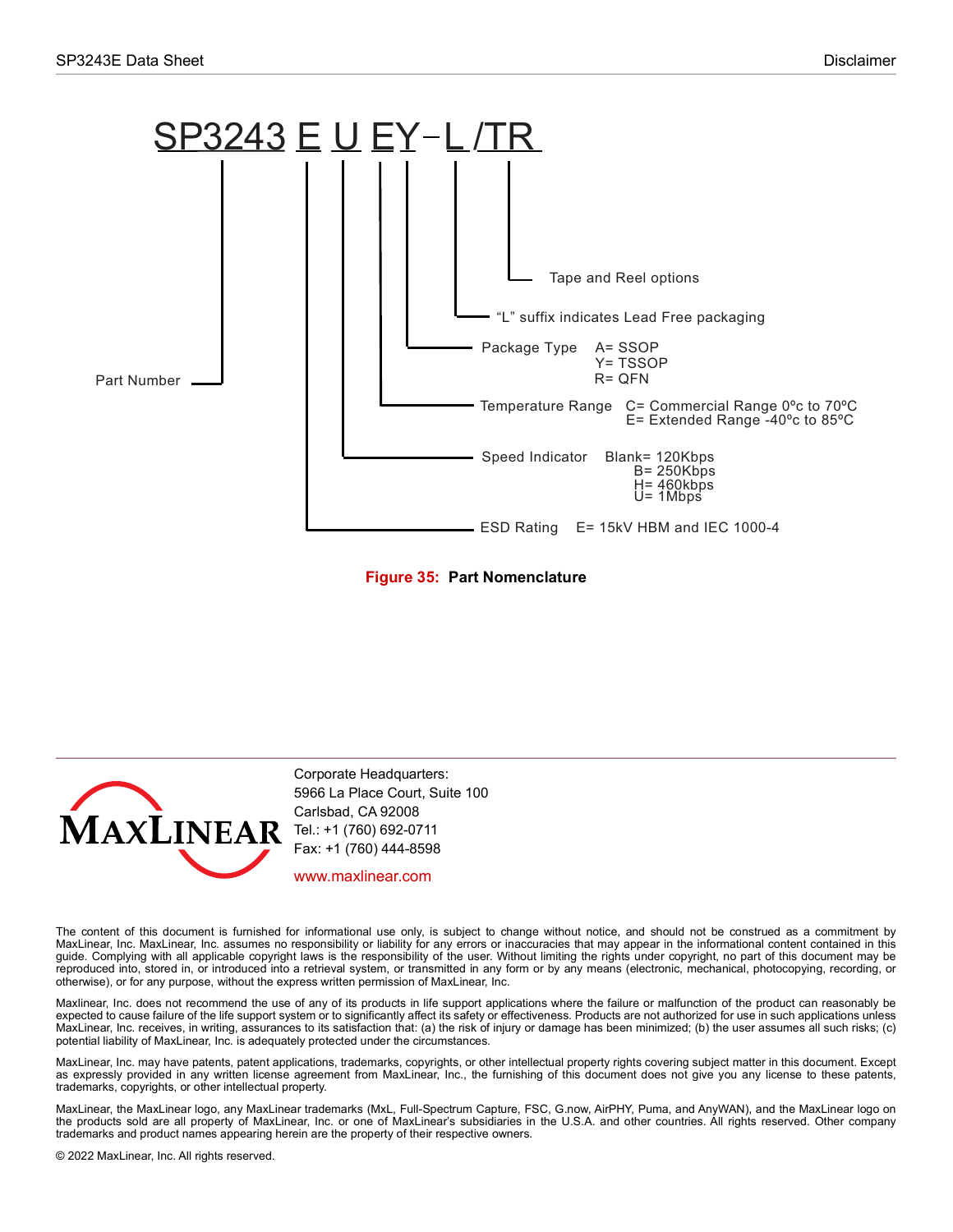SP3243 E U EY – L /TR

Part Number

Tape and Reel options

"L" suffix indicates Lead Free packaging

Package Type A= SSOP
Y= TSSOP
R= QFN

Temperature Range C= Commercial Range 0ºc to 70ºC
E= Extended Range -40ºc to 85ºC

Speed Indicator Blank= 120Kbps
B= 250Kbps
H= 460kbps
U= 1Mbps

ESD Rating E= 15kV HBM and IEC 1000-4

**Figure 35: Part Nomenclature**

Corporate Headquarters:
5966 La Place Court, Suite 100
Carlsbad, CA 92008
Tel.: +1 (760) 692-0711
Fax: +1 (760) 444-8598

www.maxlinear.com

The content of this document is furnished for informational use only, is subject to change without notice, and should not be construed as a commitment by MaxLinear, Inc. MaxLinear, Inc. assumes no responsibility or liability for any errors or inaccuracies that may appear in the informational content contained in this guide. Complying with all applicable copyright laws is the responsibility of the user. Without limiting the rights under copyright, no part of this document may be reproduced into, stored in, or introduced into a retrieval system, or transmitted in any form or by any means (electronic, mechanical, photocopying, recording, or otherwise), or for any purpose, without the express written permission of MaxLinear, Inc.

Maxlinear, Inc. does not recommend the use of any of its products in life support applications where the failure or malfunction of the product can reasonably be expected to cause failure of the life support system or to significantly affect its safety or effectiveness. Products are not authorized for use in such applications unless MaxLinear, Inc. receives, in writing, assurances to its satisfaction that: (a) the risk of injury or damage has been minimized; (b) the user assumes all such risks; (c) potential liability of MaxLinear, Inc. is adequately protected under the circumstances.

MaxLinear, Inc. may have patents, patent applications, trademarks, copyrights, or other intellectual property rights covering subject matter in this document. Except as expressly provided in any written license agreement from MaxLinear, Inc., the furnishing of this document does not give you any license to these patents, trademarks, copyrights, or other intellectual property.

MaxLinear, the MaxLinear logo, any MaxLinear trademarks (MxL, Full-Spectrum Capture, FSC, G.now, AirPHY, Puma, and AnyWAN), and the MaxLinear logo on the products sold are all property of MaxLinear, Inc. or one of MaxLinear's subsidiaries in the U.S.A. and other countries. All rights reserved. Other company trademarks and product names appearing herein are the property of their respective owners.

© 2022 MaxLinear, Inc. All rights reserved.